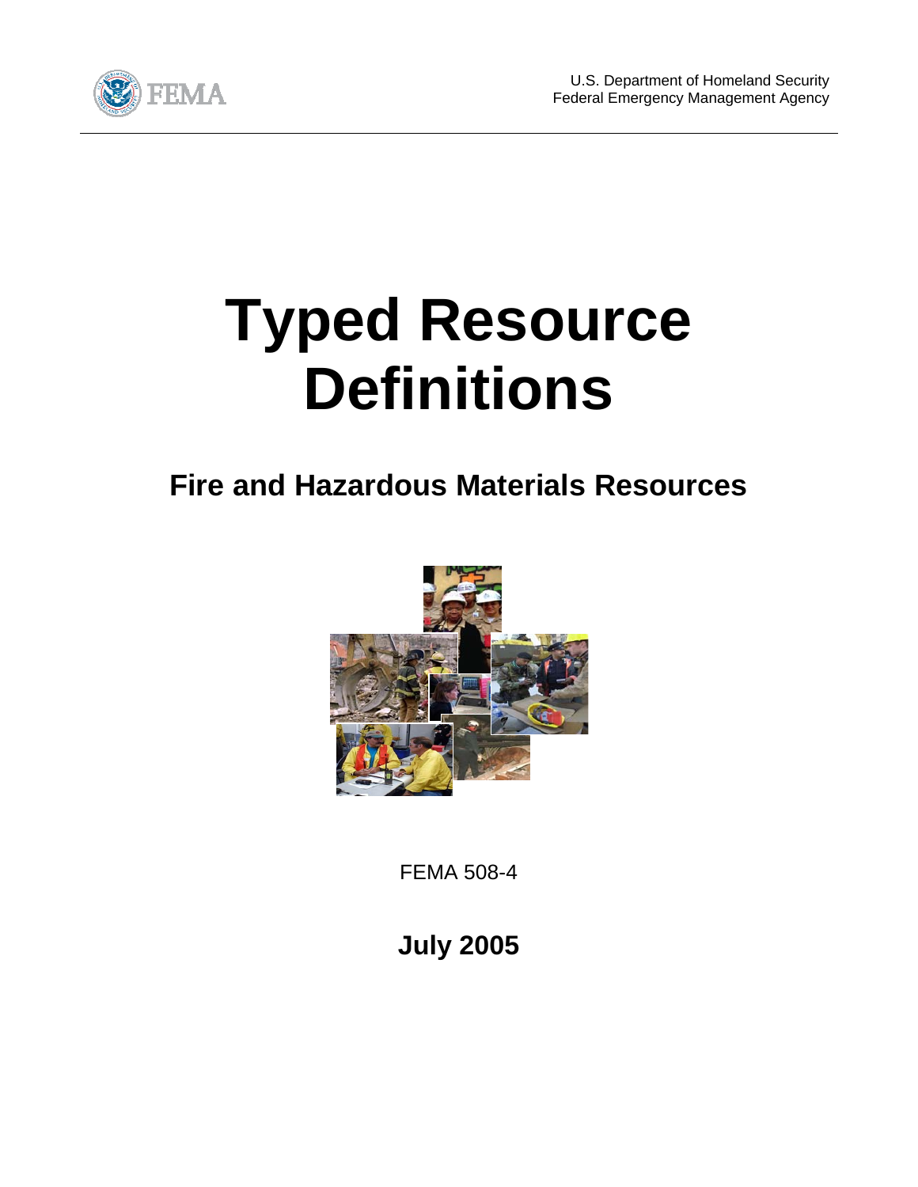U.S. Department of Homeland Security
Federal Emergency Management Agency

# Typed Resource Definitions

## Fire and Hazardous Materials Resources

FEMA 508-4

**July 2005**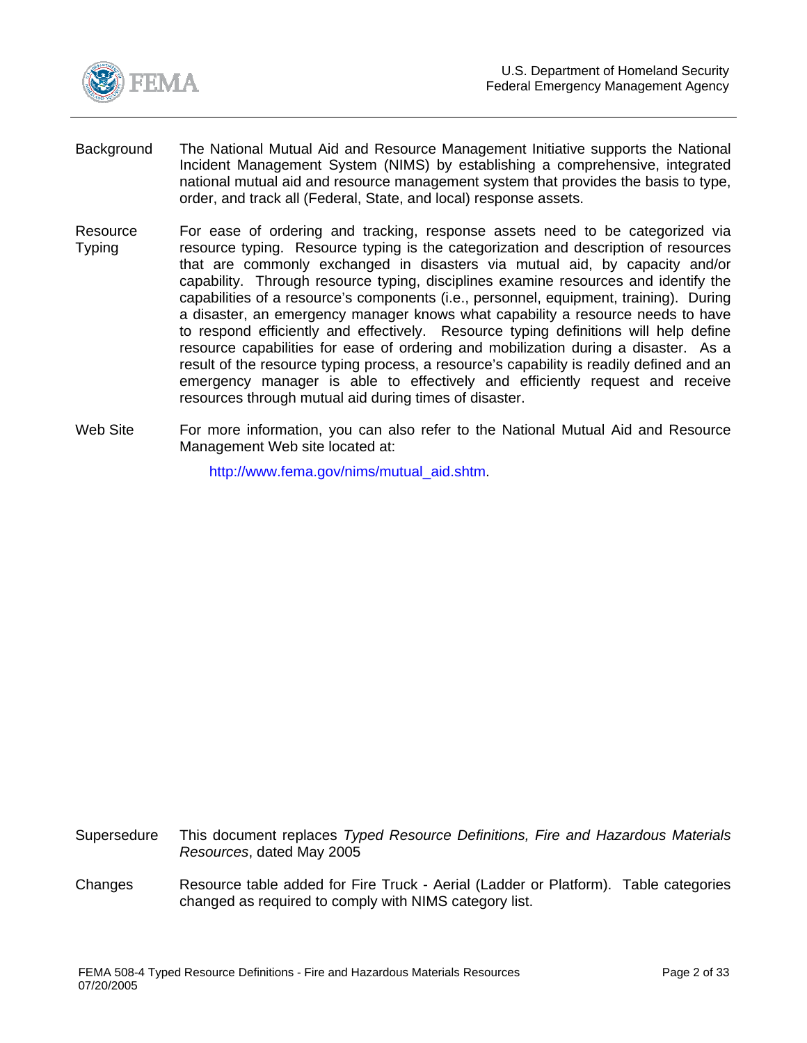**Background**

The National Mutual Aid and Resource Management Initiative supports the National Incident Management System (NIMS) by establishing a comprehensive, integrated national mutual aid and resource management system that provides the basis to type, order, and track all (Federal, State, and local) response assets.

**Resource Typing**

For ease of ordering and tracking, response assets need to be categorized via resource typing. Resource typing is the categorization and description of resources that are commonly exchanged in disasters via mutual aid, by capacity and/or capability. Through resource typing, disciplines examine resources and identify the capabilities of a resource's components (i.e., personnel, equipment, training). During a disaster, an emergency manager knows what capability a resource needs to have to respond efficiently and effectively. Resource typing definitions will help define resource capabilities for ease of ordering and mobilization during a disaster. As a result of the resource typing process, a resource's capability is readily defined and an emergency manager is able to effectively and efficiently request and receive resources through mutual aid during times of disaster.

**Web Site**

For more information, you can also refer to the National Mutual Aid and Resource Management Web site located at:

http://www.fema.gov/nims/mutual_aid.shtm.

**Supersedure**

This document replaces *Typed Resource Definitions, Fire and Hazardous Materials Resources*, dated May 2005

**Changes**

Resource table added for Fire Truck - Aerial (Ladder or Platform). Table categories changed as required to comply with NIMS category list.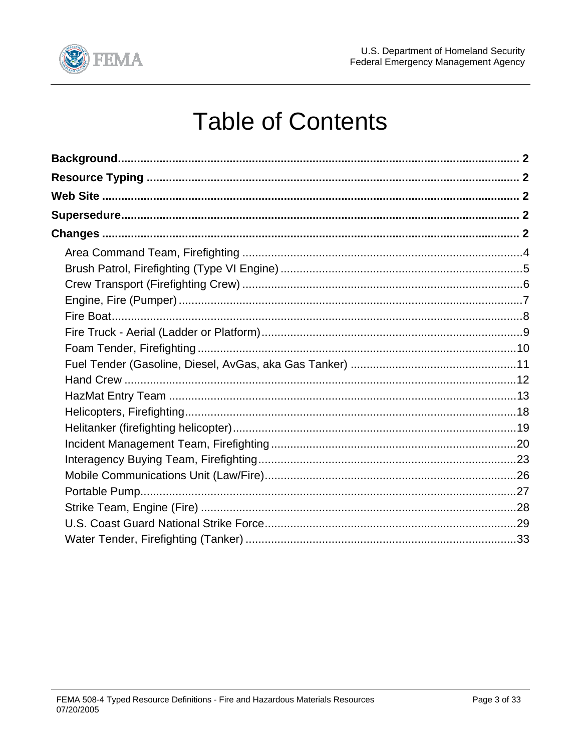# Table of Contents

**Background** .......... **2**

**Resource Typing** .......... **2**

**Web Site** .......... **2**

**Supersedure** .......... **2**

**Changes** .......... **2**

- Area Command Team, Firefighting .......... 4
- Brush Patrol, Firefighting (Type VI Engine) .......... 5
- Crew Transport (Firefighting Crew) .......... 6
- Engine, Fire (Pumper) .......... 7
- Fire Boat .......... 8
- Fire Truck - Aerial (Ladder or Platform) .......... 9
- Foam Tender, Firefighting .......... 10
- Fuel Tender (Gasoline, Diesel, AvGas, aka Gas Tanker) .......... 11
- Hand Crew .......... 12
- HazMat Entry Team .......... 13
- Helicopters, Firefighting .......... 18
- Helitanker (firefighting helicopter) .......... 19
- Incident Management Team, Firefighting .......... 20
- Interagency Buying Team, Firefighting .......... 23
- Mobile Communications Unit (Law/Fire) .......... 26
- Portable Pump .......... 27
- Strike Team, Engine (Fire) .......... 28
- U.S. Coast Guard National Strike Force .......... 29
- Water Tender, Firefighting (Tanker) .......... 33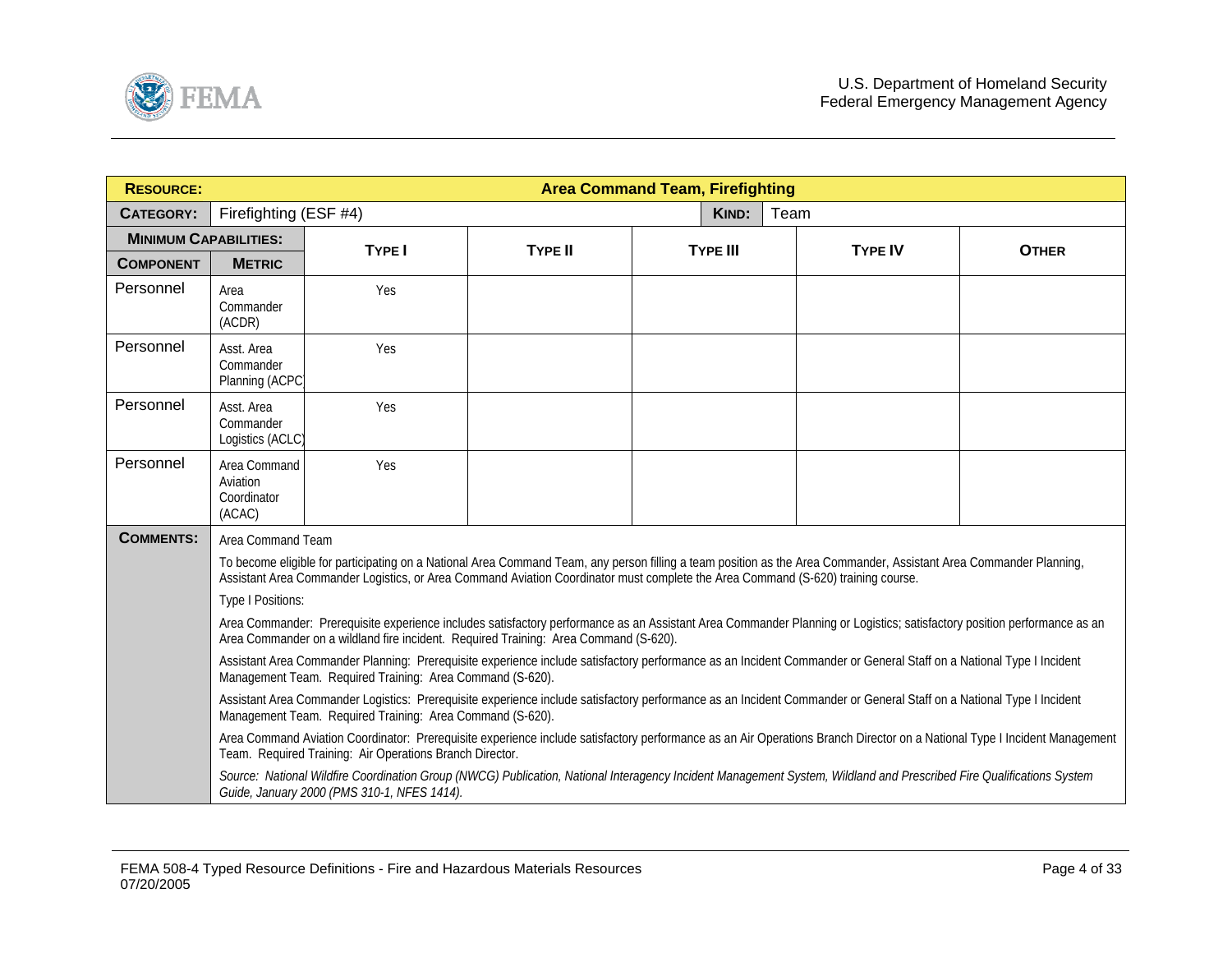| **RESOURCE:** | **Area Command Team, Firefighting** | | | | | |
|---|---|---|---|---|---|---|
| **CATEGORY:** | Firefighting (ESF #4) | | | **KIND:** Team | | |
| **MINIMUM CAPABILITIES:** | | **TYPE I** | **TYPE II** | **TYPE III** | **TYPE IV** | **OTHER** |
| **COMPONENT** | **METRIC** | | | | | |
| Personnel | Area Commander (ACDR) | Yes | | | | |
| Personnel | Asst. Area Commander Planning (ACPC) | Yes | | | | |
| Personnel | Asst. Area Commander Logistics (ACLC) | Yes | | | | |
| Personnel | Area Command Aviation Coordinator (ACAC) | Yes | | | | |

**COMMENTS:**

Area Command Team

To become eligible for participating on a National Area Command Team, any person filling a team position as the Area Commander, Assistant Area Commander Planning, Assistant Area Commander Logistics, or Area Command Aviation Coordinator must complete the Area Command (S-620) training course.

Type I Positions:

Area Commander: Prerequisite experience includes satisfactory performance as an Assistant Area Commander Planning or Logistics; satisfactory position performance as an Area Commander on a wildland fire incident. Required Training: Area Command (S-620).

Assistant Area Commander Planning: Prerequisite experience include satisfactory performance as an Incident Commander or General Staff on a National Type I Incident Management Team. Required Training: Area Command (S-620).

Assistant Area Commander Logistics: Prerequisite experience include satisfactory performance as an Incident Commander or General Staff on a National Type I Incident Management Team. Required Training: Area Command (S-620).

Area Command Aviation Coordinator: Prerequisite experience include satisfactory performance as an Air Operations Branch Director on a National Type I Incident Management Team. Required Training: Air Operations Branch Director.

*Source: National Wildfire Coordination Group (NWCG) Publication, National Interagency Incident Management System, Wildland and Prescribed Fire Qualifications System Guide, January 2000 (PMS 310-1, NFES 1414).*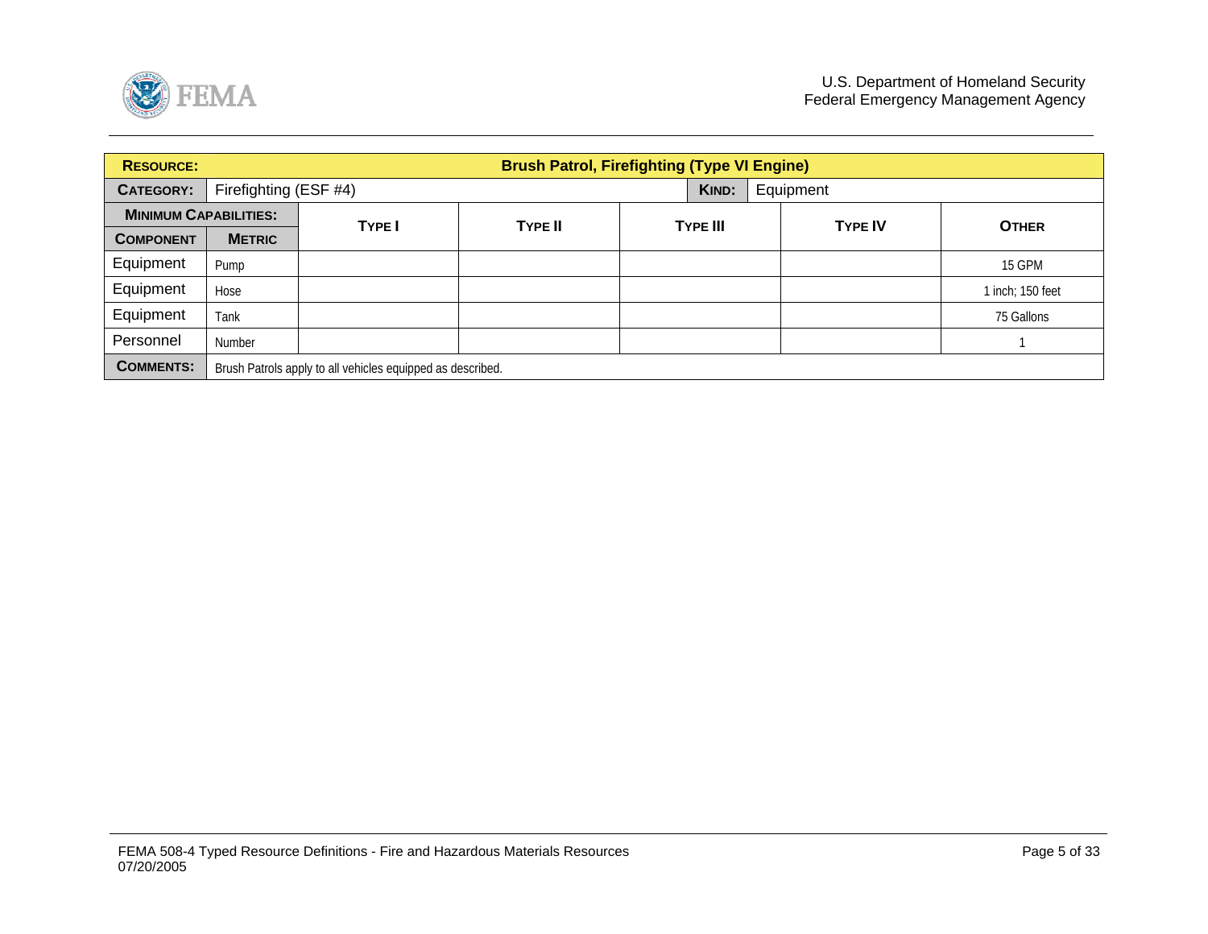| **RESOURCE:** | | **Brush Patrol, Firefighting (Type VI Engine)** | | | | |
|---|---|---|---|---|---|---|
| **CATEGORY:** | Firefighting (ESF #4) | | | **KIND:** | Equipment | |
| **MINIMUM CAPABILITIES:** | | **TYPE I** | **TYPE II** | **TYPE III** | **TYPE IV** | **OTHER** |
| **COMPONENT** | **METRIC** | | | | | |
| Equipment | Pump | | | | | 15 GPM |
| Equipment | Hose | | | | | 1 inch; 150 feet |
| Equipment | Tank | | | | | 75 Gallons |
| Personnel | Number | | | | | 1 |
| **COMMENTS:** | Brush Patrols apply to all vehicles equipped as described. | | | | | |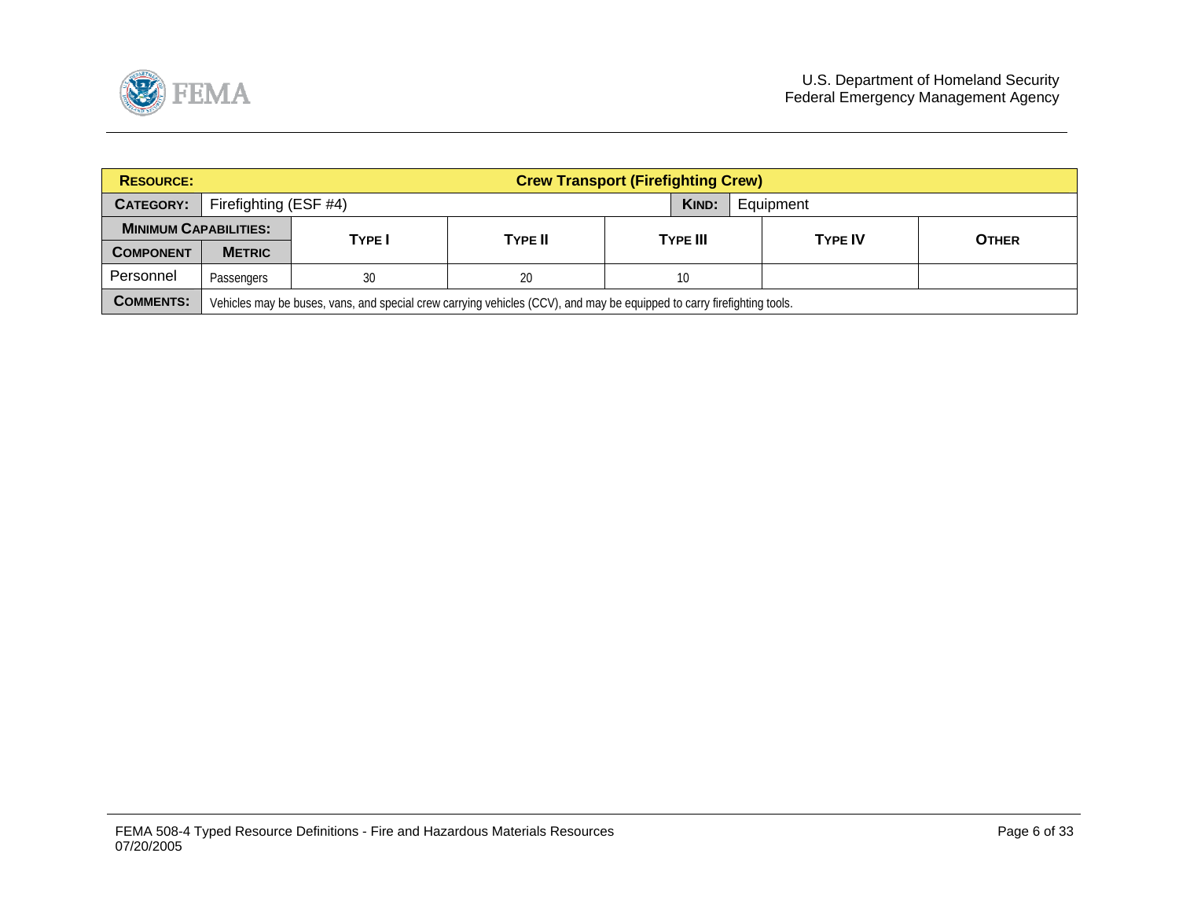| **RESOURCE:** | **Crew Transport (Firefighting Crew)** | | | | | |
|---|---|---|---|---|---|---|
| **CATEGORY:** | Firefighting (ESF #4) | | | **KIND:** | Equipment | |
| **MINIMUM CAPABILITIES:** | | **TYPE I** | **TYPE II** | **TYPE III** | **TYPE IV** | **OTHER** |
| **COMPONENT** | **METRIC** | | | | | |
| Personnel | Passengers | 30 | 20 | 10 | | |
| **COMMENTS:** | Vehicles may be buses, vans, and special crew carrying vehicles (CCV), and may be equipped to carry firefighting tools. | | | | | |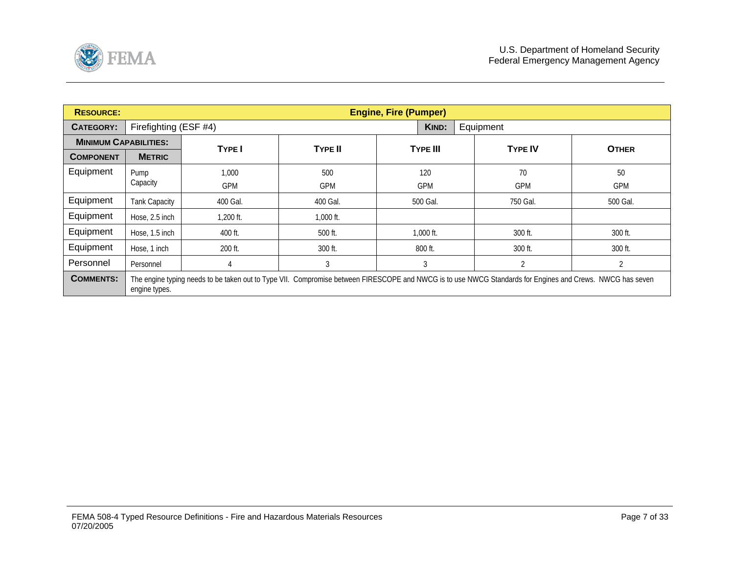| **RESOURCE:** | **Engine, Fire (Pumper)** | | | | |
|---|---|---|---|---|---|
| **CATEGORY:** | Firefighting (ESF #4) | | **KIND:** | Equipment | |

| **MINIMUM CAPABILITIES:** | | **TYPE I** | **TYPE II** | **TYPE III** | **TYPE IV** | **OTHER** |
|---|---|---|---|---|---|---|
| **COMPONENT** | **METRIC** | | | | | |
| Equipment | Pump Capacity | 1,000 GPM | 500 GPM | 120 GPM | 70 GPM | 50 GPM |
| Equipment | Tank Capacity | 400 Gal. | 400 Gal. | 500 Gal. | 750 Gal. | 500 Gal. |
| Equipment | Hose, 2.5 inch | 1,200 ft. | 1,000 ft. | | | |
| Equipment | Hose, 1.5 inch | 400 ft. | 500 ft. | 1,000 ft. | 300 ft. | 300 ft. |
| Equipment | Hose, 1 inch | 200 ft. | 300 ft. | 800 ft. | 300 ft. | 300 ft. |
| Personnel | Personnel | 4 | 3 | 3 | 2 | 2 |
| **COMMENTS:** | The engine typing needs to be taken out to Type VII. Compromise between FIRESCOPE and NWCG is to use NWCG Standards for Engines and Crews. NWCG has seven engine types. | | | | | |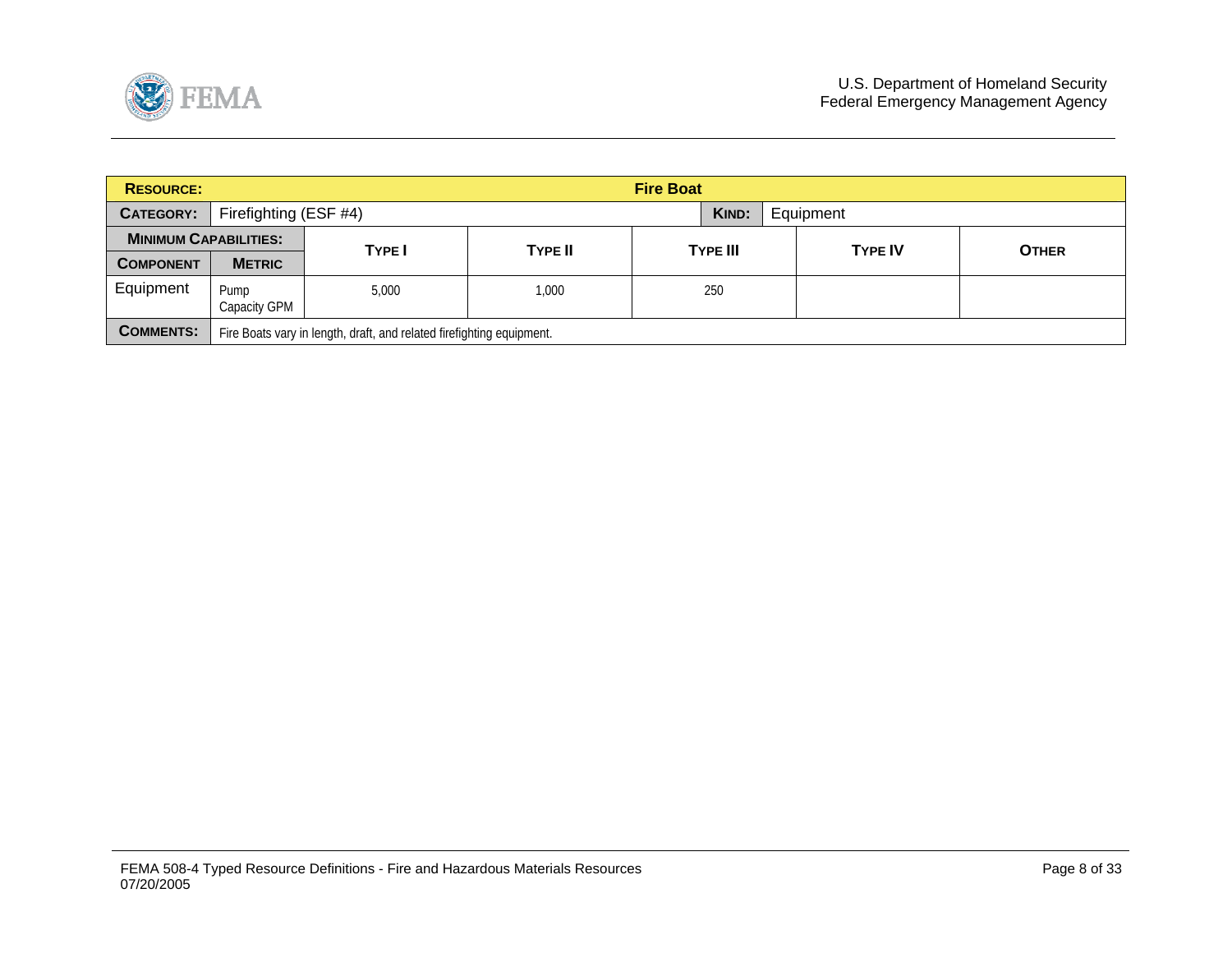| **RESOURCE:** | | **Fire Boat** | | | | |
|---|---|---|---|---|---|---|
| **CATEGORY:** | Firefighting (ESF #4) | | | **KIND:** | Equipment | |
| **MINIMUM CAPABILITIES:** | | **TYPE I** | **TYPE II** | **TYPE III** | **TYPE IV** | **OTHER** |
| **COMPONENT** | **METRIC** | | | | | |
| Equipment | Pump Capacity GPM | 5,000 | 1,000 | 250 | | |
| **COMMENTS:** | Fire Boats vary in length, draft, and related firefighting equipment. | | | | | |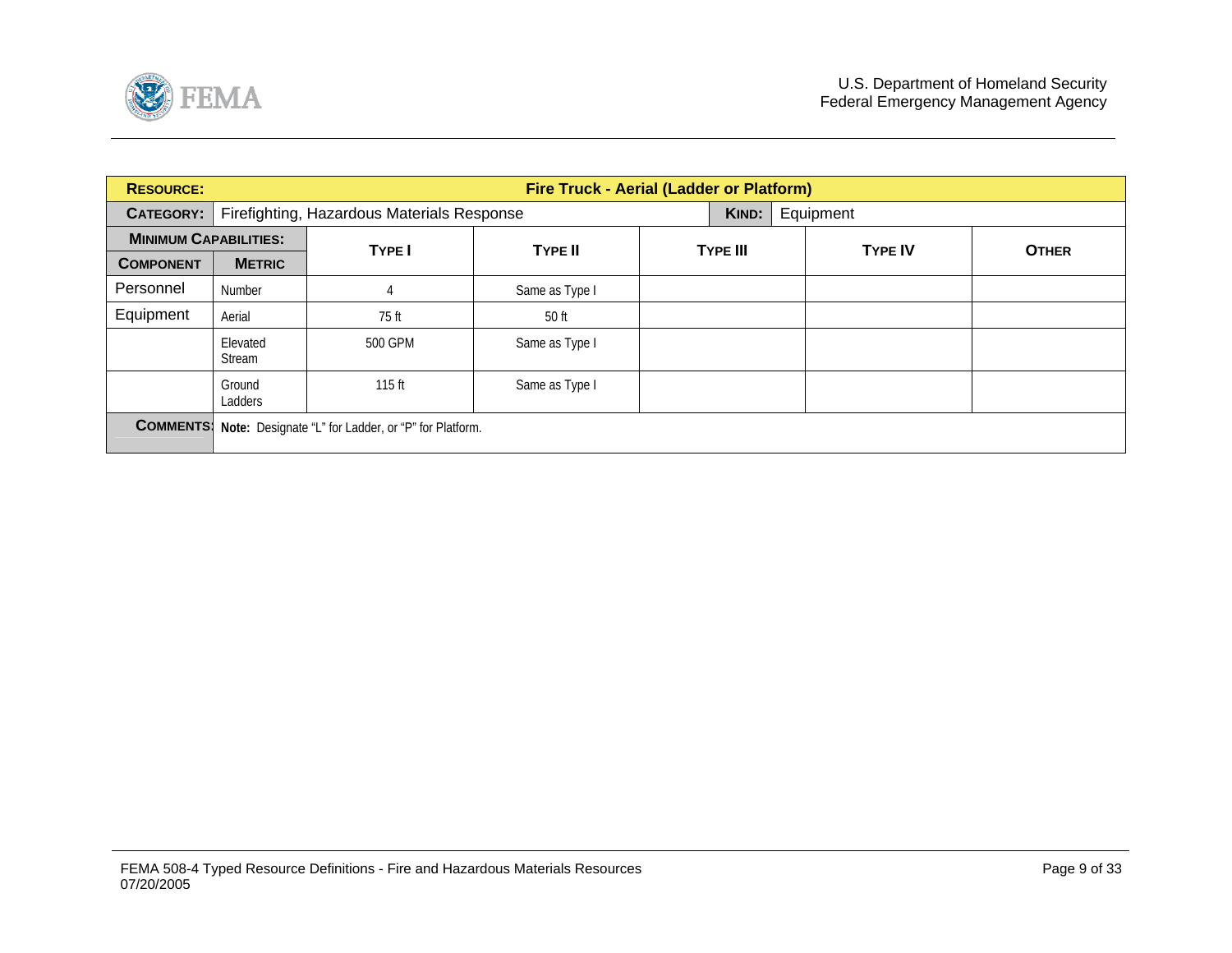| **RESOURCE:** | **Fire Truck - Aerial (Ladder or Platform)** | | | | | |
|---|---|---|---|---|---|---|
| **CATEGORY:** | Firefighting, Hazardous Materials Response | | | **KIND:** | Equipment | |
| **MINIMUM CAPABILITIES:** | | **TYPE I** | **TYPE II** | **TYPE III** | **TYPE IV** | **OTHER** |
| **COMPONENT** | **METRIC** | | | | | |
| Personnel | Number | 4 | Same as Type I | | | |
| Equipment | Aerial | 75 ft | 50 ft | | | |
| | Elevated Stream | 500 GPM | Same as Type I | | | |
| | Ground Ladders | 115 ft | Same as Type I | | | |
| **COMMENTS:** | **Note:** Designate "L" for Ladder, or "P" for Platform. | | | | | |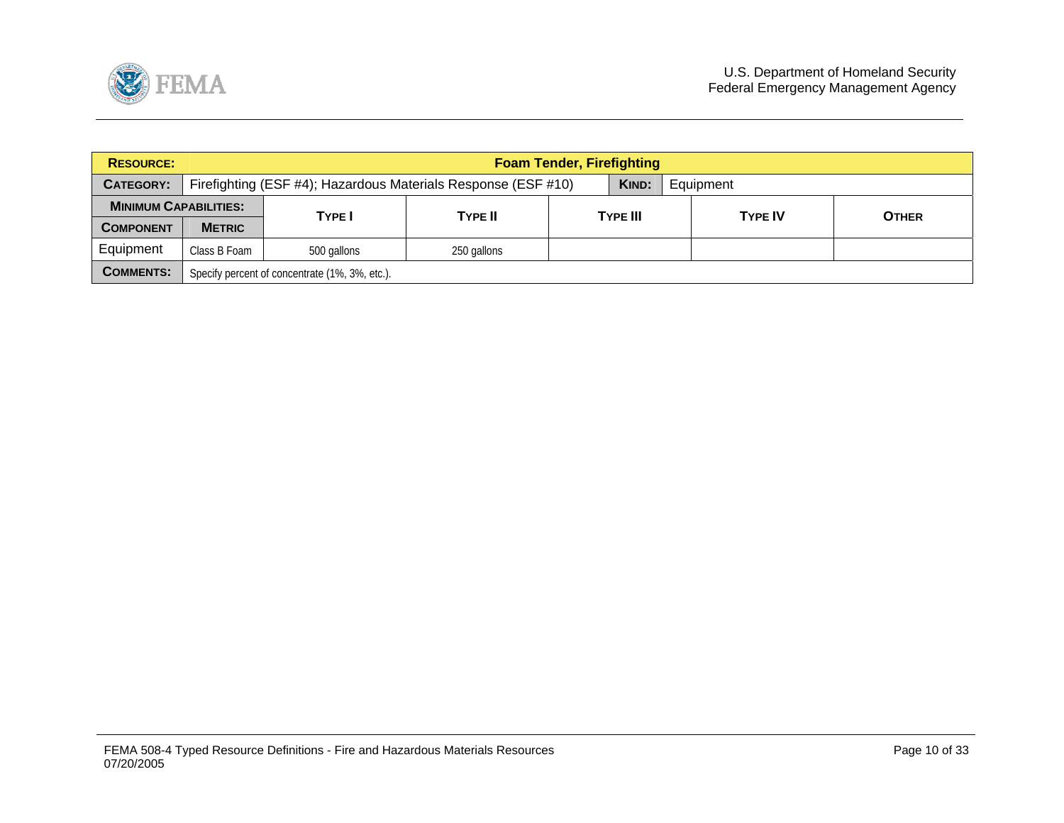| **RESOURCE:** | **Foam Tender, Firefighting** | | | | | |
|---|---|---|---|---|---|---|
| **CATEGORY:** | Firefighting (ESF #4); Hazardous Materials Response (ESF #10) | | | **KIND:** | Equipment | |
| **MINIMUM CAPABILITIES:** | | **TYPE I** | **TYPE II** | **TYPE III** | **TYPE IV** | **OTHER** |
| **COMPONENT** | **METRIC** | | | | | |
| Equipment | Class B Foam | 500 gallons | 250 gallons | | | |
| **COMMENTS:** | Specify percent of concentrate (1%, 3%, etc.). | | | | | |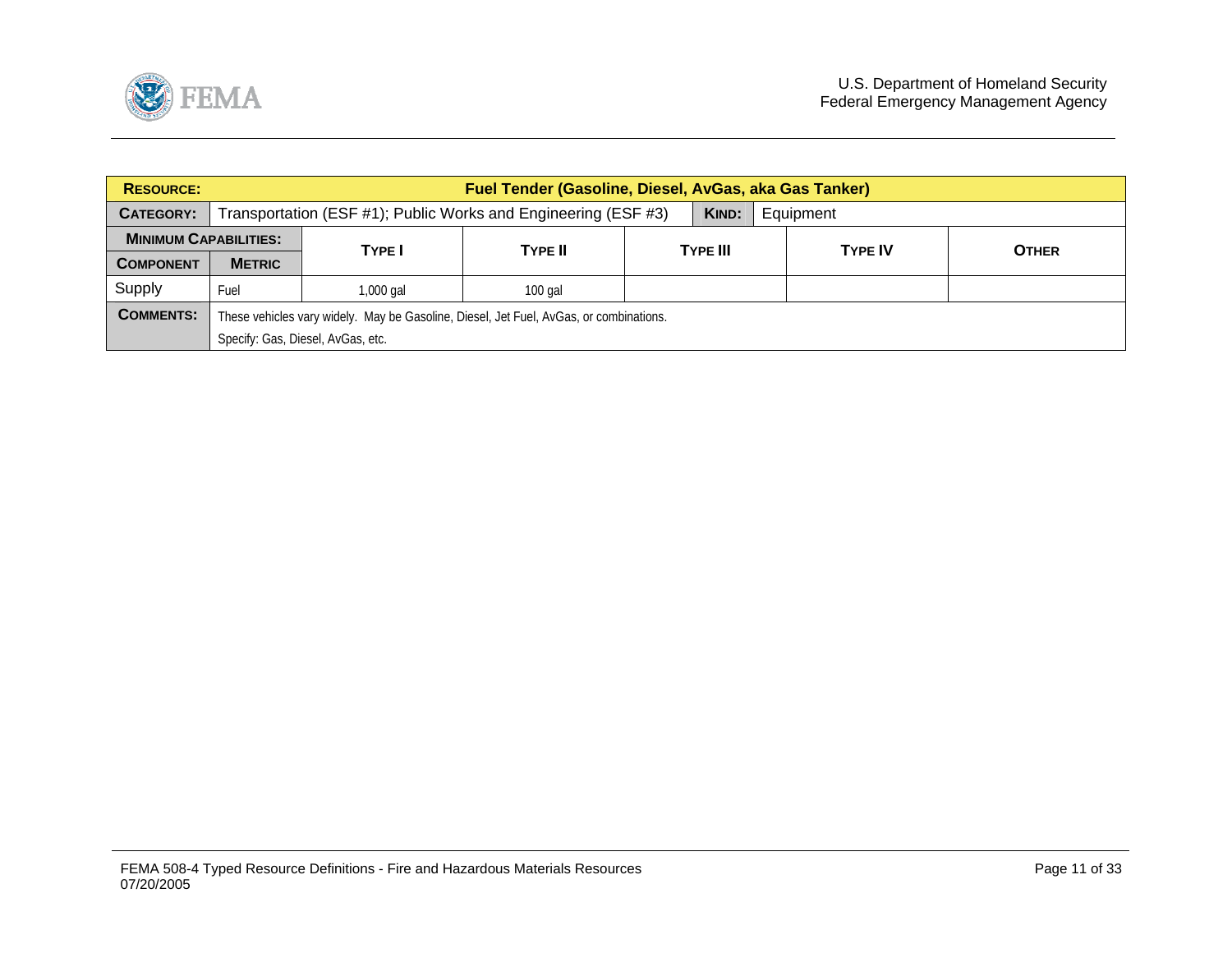| **RESOURCE:** | **Fuel Tender (Gasoline, Diesel, AvGas, aka Gas Tanker)** | | | | | |
|---|---|---|---|---|---|---|
| **CATEGORY:** | Transportation (ESF #1); Public Works and Engineering (ESF #3) | | | **KIND:** | Equipment | |
| **MINIMUM CAPABILITIES:** | | **TYPE I** | **TYPE II** | **TYPE III** | **TYPE IV** | **OTHER** |
| **COMPONENT** | **METRIC** | | | | | |
| Supply | Fuel | 1,000 gal | 100 gal | | | |
| **COMMENTS:** | These vehicles vary widely. May be Gasoline, Diesel, Jet Fuel, AvGas, or combinations.<br>Specify: Gas, Diesel, AvGas, etc. | | | | | |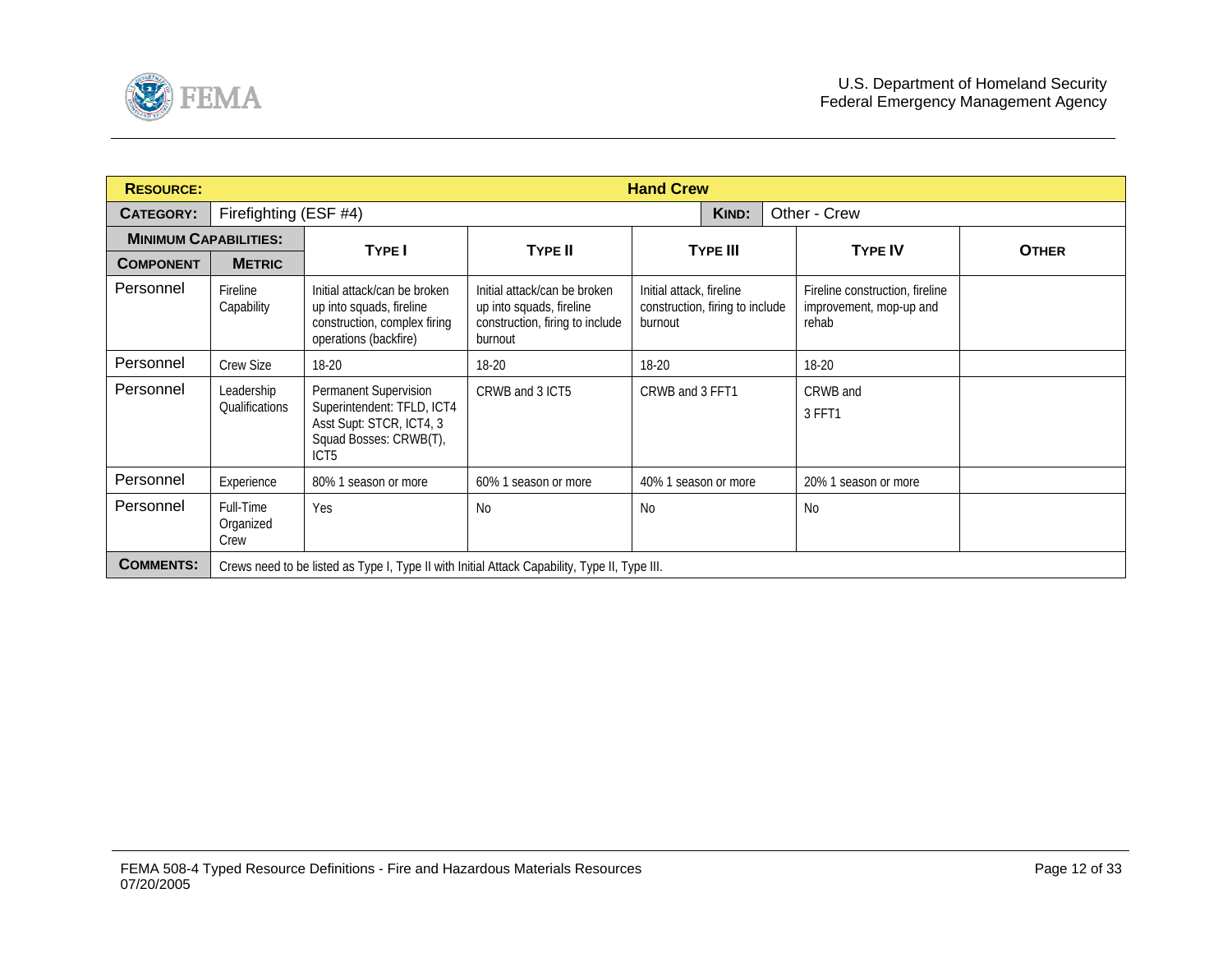| **RESOURCE:** | **Hand Crew** | | | | | |
|---|---|---|---|---|---|---|
| **CATEGORY:** | Firefighting (ESF #4) | | | **KIND:** | Other - Crew | |
| **MINIMUM CAPABILITIES:** | | **TYPE I** | **TYPE II** | **TYPE III** | **TYPE IV** | **OTHER** |
| **COMPONENT** | **METRIC** | | | | | |
| Personnel | Fireline Capability | Initial attack/can be broken up into squads, fireline construction, complex firing operations (backfire) | Initial attack/can be broken up into squads, fireline construction, firing to include burnout | Initial attack, fireline construction, firing to include burnout | Fireline construction, fireline improvement, mop-up and rehab | |
| Personnel | Crew Size | 18-20 | 18-20 | 18-20 | 18-20 | |
| Personnel | Leadership Qualifications | Permanent Supervision Superintendent: TFLD, ICT4 Asst Supt: STCR, ICT4, 3 Squad Bosses: CRWB(T), ICT5 | CRWB and 3 ICT5 | CRWB and 3 FFT1 | CRWB and 3 FFT1 | |
| Personnel | Experience | 80% 1 season or more | 60% 1 season or more | 40% 1 season or more | 20% 1 season or more | |
| Personnel | Full-Time Organized Crew | Yes | No | No | No | |
| **COMMENTS:** | Crews need to be listed as Type I, Type II with Initial Attack Capability, Type II, Type III. | | | | | |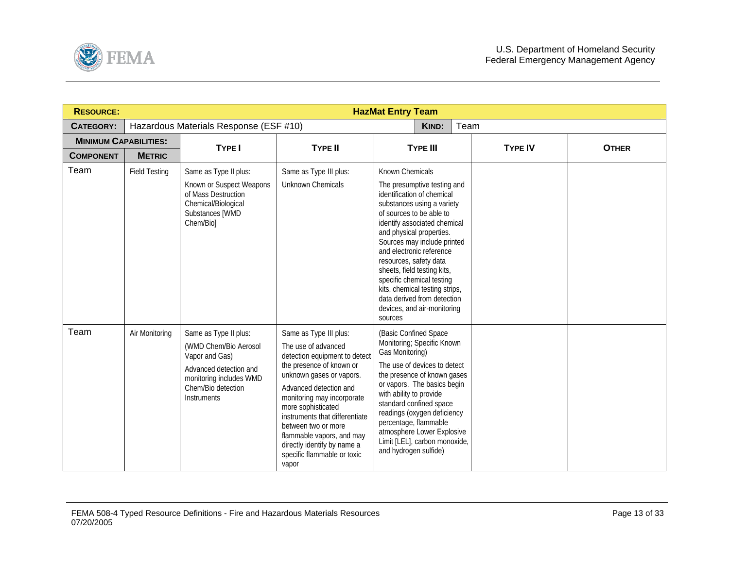| **RESOURCE:** | | **HazMat Entry Team** | | | | |
|---|---|---|---|---|---|---|
| **CATEGORY:** | Hazardous Materials Response (ESF #10) | | | **KIND:** Team | | |
| **MINIMUM CAPABILITIES:** | | **TYPE I** | **TYPE II** | **TYPE III** | **TYPE IV** | **OTHER** |
| **COMPONENT** | **METRIC** | | | | | |
| Team | Field Testing | Same as Type II plus:<br><br>Known or Suspect Weapons of Mass Destruction Chemical/Biological Substances [WMD Chem/Bio] | Same as Type III plus:<br><br>Unknown Chemicals | Known Chemicals<br><br>The presumptive testing and identification of chemical substances using a variety of sources to be able to identify associated chemical and physical properties. Sources may include printed and electronic reference resources, safety data sheets, field testing kits, specific chemical testing kits, chemical testing strips, data derived from detection devices, and air-monitoring sources | | |
| Team | Air Monitoring | Same as Type II plus:<br><br>(WMD Chem/Bio Aerosol Vapor and Gas)<br><br>Advanced detection and monitoring includes WMD Chem/Bio detection Instruments | Same as Type III plus:<br><br>The use of advanced detection equipment to detect the presence of known or unknown gases or vapors.<br><br>Advanced detection and monitoring may incorporate more sophisticated instruments that differentiate between two or more flammable vapors, and may directly identify by name a specific flammable or toxic vapor | (Basic Confined Space Monitoring; Specific Known Gas Monitoring)<br><br>The use of devices to detect the presence of known gases or vapors. The basics begin with ability to provide standard confined space readings (oxygen deficiency percentage, flammable atmosphere Lower Explosive Limit [LEL], carbon monoxide, and hydrogen sulfide) | | |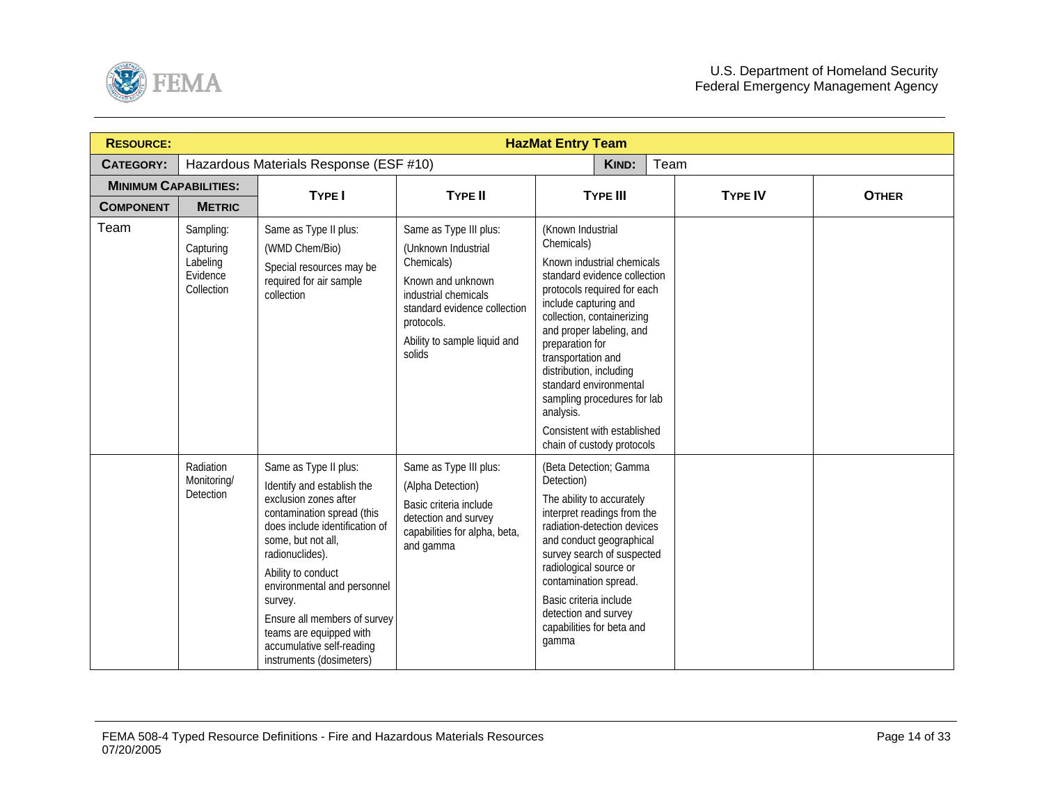| **RESOURCE:** | **HazMat Entry Team** | | | | | |
|---|---|---|---|---|---|---|
| **CATEGORY:** | Hazardous Materials Response (ESF #10) | | | **KIND:** | Team | |
| **MINIMUM CAPABILITIES:** | | | | | | |
| **COMPONENT** | **METRIC** | **TYPE I** | **TYPE II** | **TYPE III** | **TYPE IV** | **OTHER** |
| Team | Sampling:<br>Capturing<br>Labeling<br>Evidence<br>Collection | Same as Type II plus:<br>(WMD Chem/Bio)<br>Special resources may be required for air sample collection | Same as Type III plus:<br>(Unknown Industrial Chemicals)<br>Known and unknown industrial chemicals standard evidence collection protocols.<br>Ability to sample liquid and solids | (Known Industrial Chemicals)<br>Known industrial chemicals standard evidence collection protocols required for each include capturing and collection, containerizing and proper labeling, and preparation for transportation and distribution, including standard environmental sampling procedures for lab analysis.<br>Consistent with established chain of custody protocols | | |
| | Radiation Monitoring/ Detection | Same as Type II plus:<br>Identify and establish the exclusion zones after contamination spread (this does include identification of some, but not all, radionuclides).<br>Ability to conduct environmental and personnel survey.<br>Ensure all members of survey teams are equipped with accumulative self-reading instruments (dosimeters) | Same as Type III plus:<br>(Alpha Detection)<br>Basic criteria include detection and survey capabilities for alpha, beta, and gamma | (Beta Detection; Gamma Detection)<br>The ability to accurately interpret readings from the radiation-detection devices and conduct geographical survey search of suspected radiological source or contamination spread.<br>Basic criteria include detection and survey capabilities for beta and gamma | | |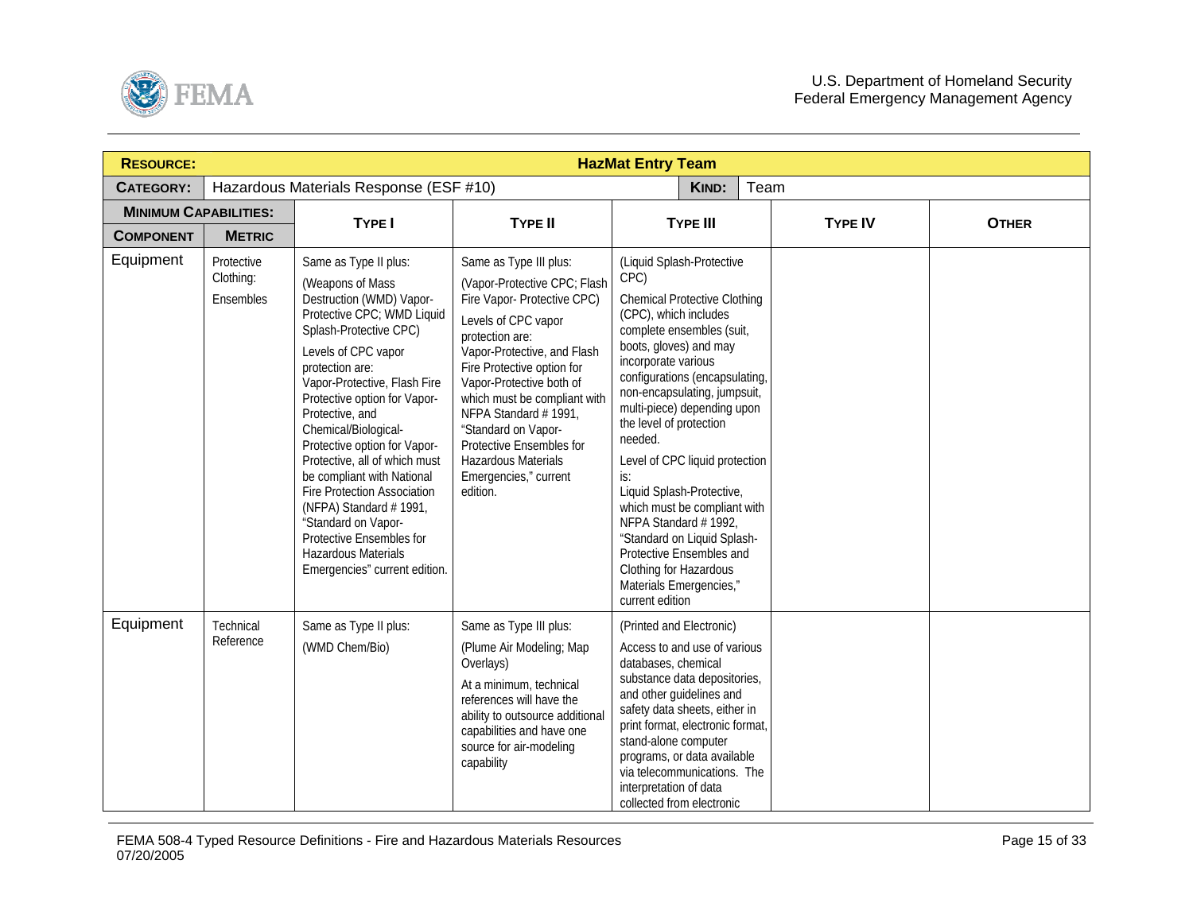| **RESOURCE:** | | **HazMat Entry Team** | | | | |
|---|---|---|---|---|---|---|
| **CATEGORY:** | Hazardous Materials Response (ESF #10) | | **KIND:** | Team | | |
| **MINIMUM CAPABILITIES:** | | **TYPE I** | **TYPE II** | **TYPE III** | **TYPE IV** | **OTHER** |
| **COMPONENT** | **METRIC** | | | | | |
| Equipment | Protective Clothing: Ensembles | Same as Type II plus: (Weapons of Mass Destruction (WMD) Vapor-Protective CPC; WMD Liquid Splash-Protective CPC) Levels of CPC vapor protection are: Vapor-Protective, Flash Fire Protective option for Vapor-Protective, and Chemical/Biological-Protective option for Vapor-Protective, all of which must be compliant with National Fire Protection Association (NFPA) Standard # 1991, "Standard on Vapor-Protective Ensembles for Hazardous Materials Emergencies" current edition. | Same as Type III plus: (Vapor-Protective CPC; Flash Fire Vapor- Protective CPC) Levels of CPC vapor protection are: Vapor-Protective, and Flash Fire Protective option for Vapor-Protective both of which must be compliant with NFPA Standard # 1991, "Standard on Vapor-Protective Ensembles for Hazardous Materials Emergencies," current edition. | (Liquid Splash-Protective CPC) Chemical Protective Clothing (CPC), which includes complete ensembles (suit, boots, gloves) and may incorporate various configurations (encapsulating, non-encapsulating, jumpsuit, multi-piece) depending upon the level of protection needed. Level of CPC liquid protection is: Liquid Splash-Protective, which must be compliant with NFPA Standard # 1992, "Standard on Liquid Splash-Protective Ensembles and Clothing for Hazardous Materials Emergencies," current edition | | |
| Equipment | Technical Reference | Same as Type II plus: (WMD Chem/Bio) | Same as Type III plus: (Plume Air Modeling; Map Overlays) At a minimum, technical references will have the ability to outsource additional capabilities and have one source for air-modeling capability | (Printed and Electronic) Access to and use of various databases, chemical substance data depositories, and other guidelines and safety data sheets, either in print format, electronic format, stand-alone computer programs, or data available via telecommunications. The interpretation of data collected from electronic | | |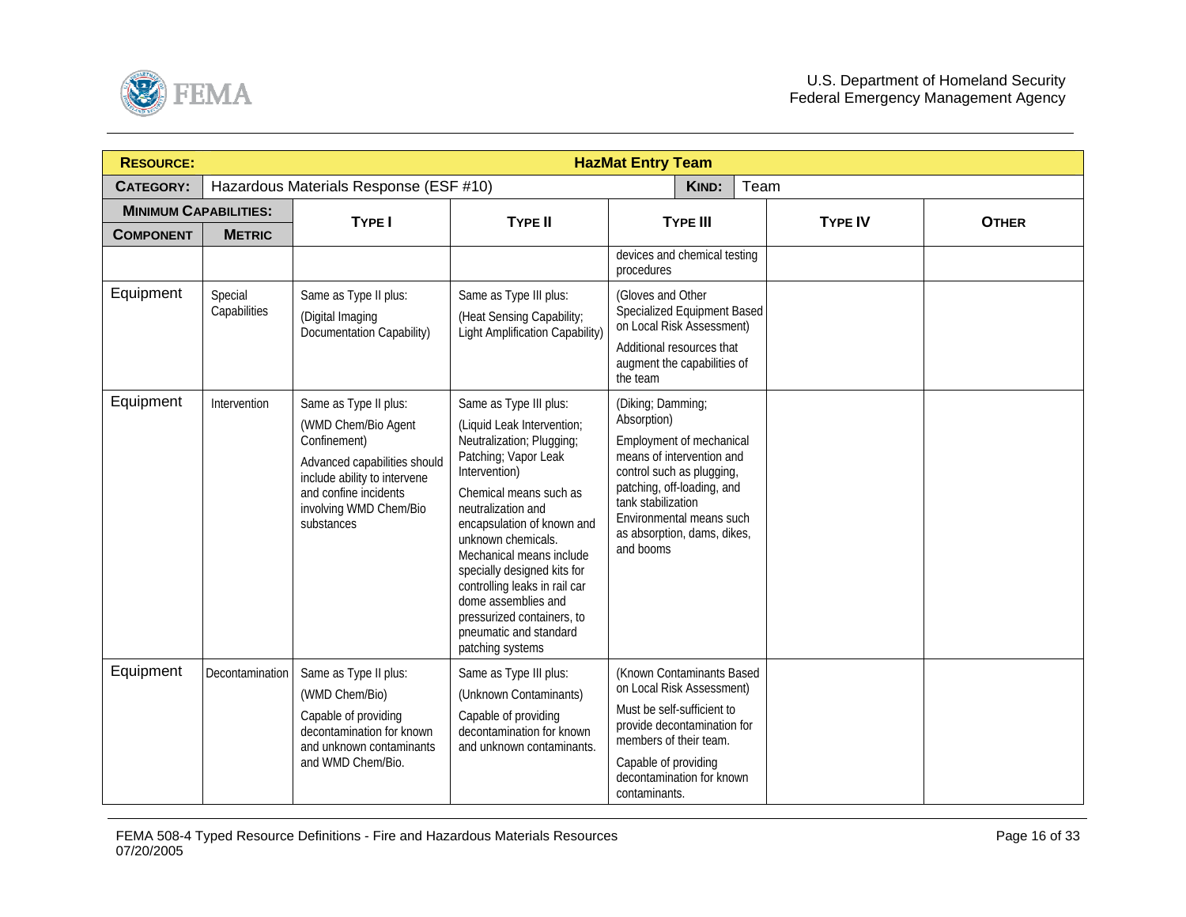| RESOURCE: | | HazMat Entry Team | | | | |
|---|---|---|---|---|---|---|
| CATEGORY: | Hazardous Materials Response (ESF #10) | | KIND: Team | | | |
| MINIMUM CAPABILITIES: | | TYPE I | TYPE II | TYPE III | TYPE IV | OTHER |
| COMPONENT | METRIC | | | | | |
| | | | | devices and chemical testing procedures | | |
| Equipment | Special Capabilities | Same as Type II plus:<br>(Digital Imaging Documentation Capability) | Same as Type III plus:<br>(Heat Sensing Capability; Light Amplification Capability) | (Gloves and Other Specialized Equipment Based on Local Risk Assessment)<br>Additional resources that augment the capabilities of the team | | |
| Equipment | Intervention | Same as Type II plus:<br>(WMD Chem/Bio Agent Confinement)<br>Advanced capabilities should include ability to intervene and confine incidents involving WMD Chem/Bio substances | Same as Type III plus:<br>(Liquid Leak Intervention; Neutralization; Plugging; Patching; Vapor Leak Intervention)<br>Chemical means such as neutralization and encapsulation of known and unknown chemicals. Mechanical means include specially designed kits for controlling leaks in rail car dome assemblies and pressurized containers, to pneumatic and standard patching systems | (Diking; Damming; Absorption)<br>Employment of mechanical means of intervention and control such as plugging, patching, off-loading, and tank stabilization Environmental means such as absorption, dams, dikes, and booms | | |
| Equipment | Decontamination | Same as Type II plus:<br>(WMD Chem/Bio)<br>Capable of providing decontamination for known and unknown contaminants and WMD Chem/Bio. | Same as Type III plus:<br>(Unknown Contaminants)<br>Capable of providing decontamination for known and unknown contaminants. | (Known Contaminants Based on Local Risk Assessment)<br>Must be self-sufficient to provide decontamination for members of their team.<br>Capable of providing decontamination for known contaminants. | | |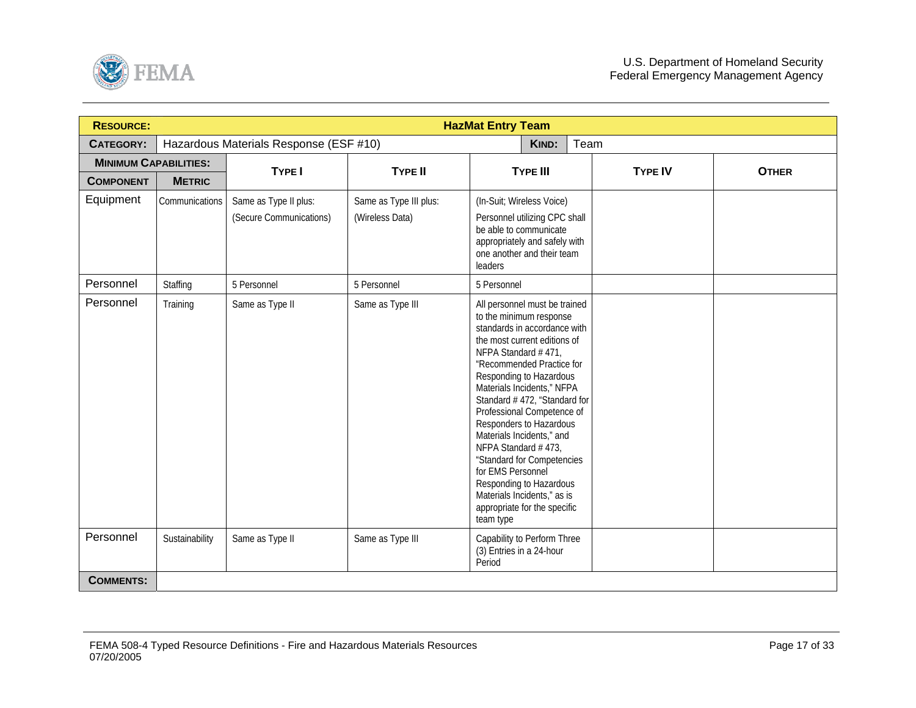| **RESOURCE:** | | **HazMat Entry Team** | | | | |
|---|---|---|---|---|---|---|
| **CATEGORY:** | Hazardous Materials Response (ESF #10) | | | **KIND:** | Team | |
| **MINIMUM CAPABILITIES:** | | **TYPE I** | **TYPE II** | **TYPE III** | **TYPE IV** | **OTHER** |
| **COMPONENT** | **METRIC** | | | | | |
| Equipment | Communications | Same as Type II plus: (Secure Communications) | Same as Type III plus: (Wireless Data) | (In-Suit; Wireless Voice) Personnel utilizing CPC shall be able to communicate appropriately and safely with one another and their team leaders | | |
| Personnel | Staffing | 5 Personnel | 5 Personnel | 5 Personnel | | |
| Personnel | Training | Same as Type II | Same as Type III | All personnel must be trained to the minimum response standards in accordance with the most current editions of NFPA Standard # 471, "Recommended Practice for Responding to Hazardous Materials Incidents," NFPA Standard # 472, "Standard for Professional Competence of Responders to Hazardous Materials Incidents," and NFPA Standard # 473, "Standard for Competencies for EMS Personnel Responding to Hazardous Materials Incidents," as is appropriate for the specific team type | | |
| Personnel | Sustainability | Same as Type II | Same as Type III | Capability to Perform Three (3) Entries in a 24-hour Period | | |
| **COMMENTS:** | | | | | | |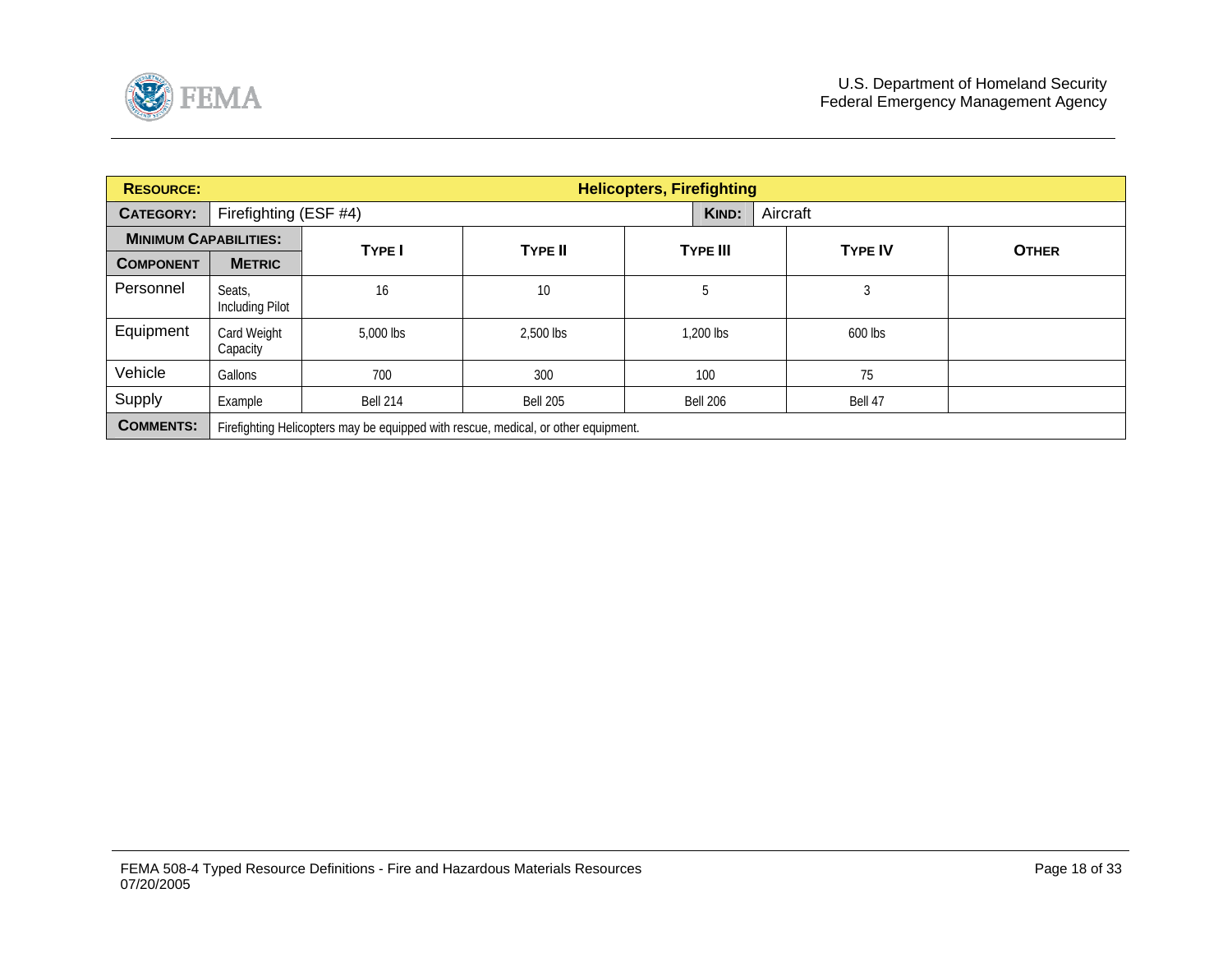| **RESOURCE:** | | **Helicopters, Firefighting** | | | | |
|---|---|---|---|---|---|---|
| **CATEGORY:** | Firefighting (ESF #4) | | | **KIND:** Aircraft | | |
| **MINIMUM CAPABILITIES:** | | **TYPE I** | **TYPE II** | **TYPE III** | **TYPE IV** | **OTHER** |
| **COMPONENT** | **METRIC** | | | | | |
| Personnel | Seats, Including Pilot | 16 | 10 | 5 | 3 | |
| Equipment | Card Weight Capacity | 5,000 lbs | 2,500 lbs | 1,200 lbs | 600 lbs | |
| Vehicle | Gallons | 700 | 300 | 100 | 75 | |
| Supply | Example | Bell 214 | Bell 205 | Bell 206 | Bell 47 | |
| **COMMENTS:** | Firefighting Helicopters may be equipped with rescue, medical, or other equipment. | | | | | |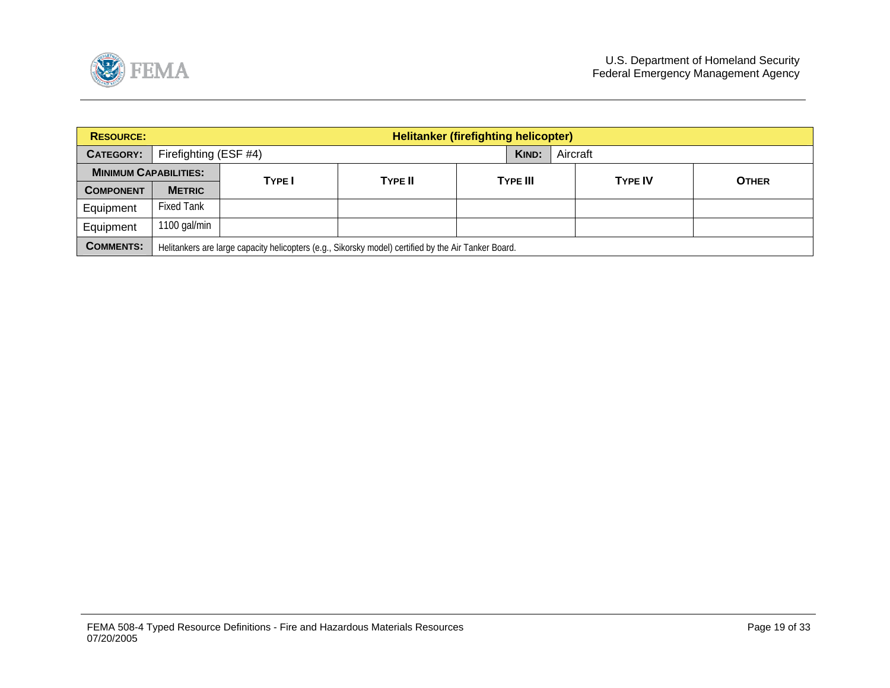| **RESOURCE:** | | **Helitanker (firefighting helicopter)** | | | | |
|---|---|---|---|---|---|---|
| **CATEGORY:** | Firefighting (ESF #4) | | | **KIND:** | Aircraft | |
| **MINIMUM CAPABILITIES:** | | **TYPE I** | **TYPE II** | **TYPE III** | **TYPE IV** | **OTHER** |
| **COMPONENT** | **METRIC** | | | | | |
| Equipment | Fixed Tank | | | | | |
| Equipment | 1100 gal/min | | | | | |
| **COMMENTS:** | Helitankers are large capacity helicopters (e.g., Sikorsky model) certified by the Air Tanker Board. | | | | | |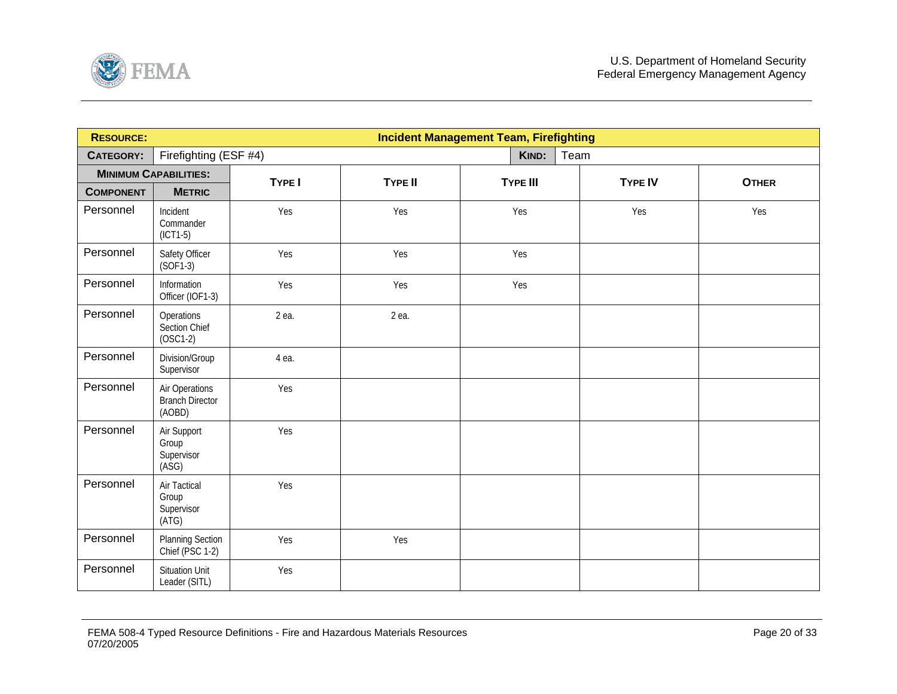| **RESOURCE:** | **Incident Management Team, Firefighting** | | | | | |
|---|---|---|---|---|---|---|
| **CATEGORY:** | Firefighting (ESF #4) | | | **KIND:** | Team | |
| **MINIMUM CAPABILITIES:** | | **TYPE I** | **TYPE II** | **TYPE III** | **TYPE IV** | **OTHER** |
| **COMPONENT** | **METRIC** | | | | | |
| Personnel | Incident Commander (ICT1-5) | Yes | Yes | Yes | Yes | Yes |
| Personnel | Safety Officer (SOF1-3) | Yes | Yes | Yes | | |
| Personnel | Information Officer (IOF1-3) | Yes | Yes | Yes | | |
| Personnel | Operations Section Chief (OSC1-2) | 2 ea. | 2 ea. | | | |
| Personnel | Division/Group Supervisor | 4 ea. | | | | |
| Personnel | Air Operations Branch Director (AOBD) | Yes | | | | |
| Personnel | Air Support Group Supervisor (ASG) | Yes | | | | |
| Personnel | Air Tactical Group Supervisor (ATG) | Yes | | | | |
| Personnel | Planning Section Chief (PSC 1-2) | Yes | Yes | | | |
| Personnel | Situation Unit Leader (SITL) | Yes | | | | |

FEMA 508-4 Typed Resource Definitions - Fire and Hazardous Materials Resources
07/20/2005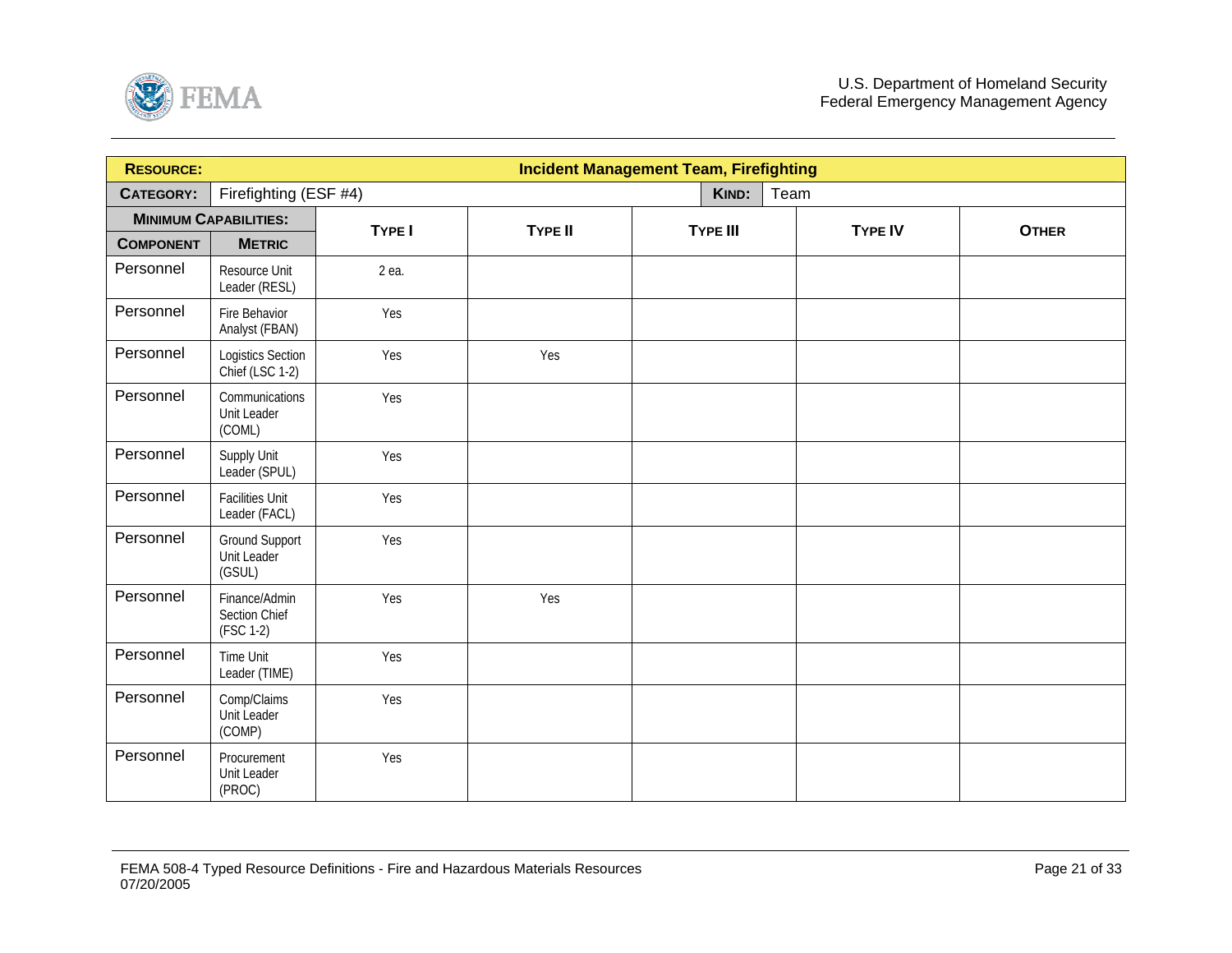| **RESOURCE:** | | **Incident Management Team, Firefighting** | | | | |
|---|---|---|---|---|---|---|
| **CATEGORY:** | Firefighting (ESF #4) | | | **KIND:** Team | | |
| **MINIMUM CAPABILITIES:** | | **TYPE I** | **TYPE II** | **TYPE III** | **TYPE IV** | **OTHER** |
| **COMPONENT** | **METRIC** | | | | | |
| Personnel | Resource Unit Leader (RESL) | 2 ea. | | | | |
| Personnel | Fire Behavior Analyst (FBAN) | Yes | | | | |
| Personnel | Logistics Section Chief (LSC 1-2) | Yes | Yes | | | |
| Personnel | Communications Unit Leader (COML) | Yes | | | | |
| Personnel | Supply Unit Leader (SPUL) | Yes | | | | |
| Personnel | Facilities Unit Leader (FACL) | Yes | | | | |
| Personnel | Ground Support Unit Leader (GSUL) | Yes | | | | |
| Personnel | Finance/Admin Section Chief (FSC 1-2) | Yes | Yes | | | |
| Personnel | Time Unit Leader (TIME) | Yes | | | | |
| Personnel | Comp/Claims Unit Leader (COMP) | Yes | | | | |
| Personnel | Procurement Unit Leader (PROC) | Yes | | | | |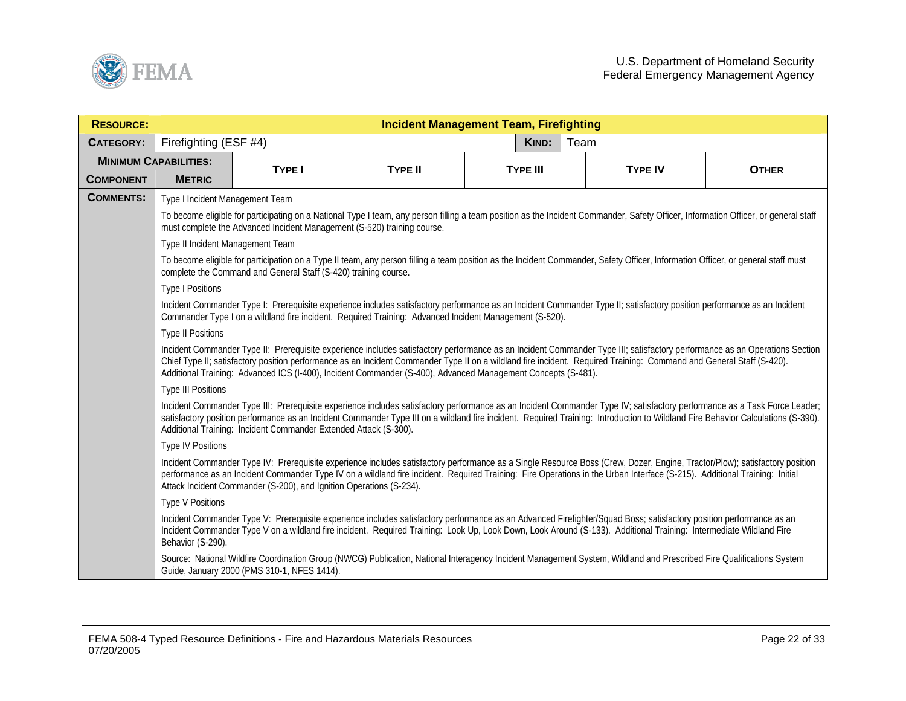| **RESOURCE:** | | **Incident Management Team, Firefighting** | | | | |
|---|---|---|---|---|---|---|
| **CATEGORY:** | Firefighting (ESF #4) | | | **KIND:** Team | | |
| **MINIMUM CAPABILITIES:** | | **TYPE I** | **TYPE II** | **TYPE III** | **TYPE IV** | **OTHER** |
| **COMPONENT** | **METRIC** | | | | | |

**COMMENTS:**

Type I Incident Management Team

To become eligible for participating on a National Type I team, any person filling a team position as the Incident Commander, Safety Officer, Information Officer, or general staff must complete the Advanced Incident Management (S-520) training course.

Type II Incident Management Team

To become eligible for participation on a Type II team, any person filling a team position as the Incident Commander, Safety Officer, Information Officer, or general staff must complete the Command and General Staff (S-420) training course.

Type I Positions

Incident Commander Type I: Prerequisite experience includes satisfactory performance as an Incident Commander Type II; satisfactory position performance as an Incident Commander Type I on a wildland fire incident. Required Training: Advanced Incident Management (S-520).

Type II Positions

Incident Commander Type II: Prerequisite experience includes satisfactory performance as an Incident Commander Type III; satisfactory performance as an Operations Section Chief Type II; satisfactory position performance as an Incident Commander Type II on a wildland fire incident. Required Training: Command and General Staff (S-420). Additional Training: Advanced ICS (I-400), Incident Commander (S-400), Advanced Management Concepts (S-481).

Type III Positions

Incident Commander Type III: Prerequisite experience includes satisfactory performance as an Incident Commander Type IV; satisfactory performance as a Task Force Leader; satisfactory position performance as an Incident Commander Type III on a wildland fire incident. Required Training: Introduction to Wildland Fire Behavior Calculations (S-390). Additional Training: Incident Commander Extended Attack (S-300).

Type IV Positions

Incident Commander Type IV: Prerequisite experience includes satisfactory performance as a Single Resource Boss (Crew, Dozer, Engine, Tractor/Plow); satisfactory position performance as an Incident Commander Type IV on a wildland fire incident. Required Training: Fire Operations in the Urban Interface (S-215). Additional Training: Initial Attack Incident Commander (S-200), and Ignition Operations (S-234).

Type V Positions

Incident Commander Type V: Prerequisite experience includes satisfactory performance as an Advanced Firefighter/Squad Boss; satisfactory position performance as an Incident Commander Type V on a wildland fire incident. Required Training: Look Up, Look Down, Look Around (S-133). Additional Training: Intermediate Wildland Fire Behavior (S-290).

Source: National Wildfire Coordination Group (NWCG) Publication, National Interagency Incident Management System, Wildland and Prescribed Fire Qualifications System Guide, January 2000 (PMS 310-1, NFES 1414).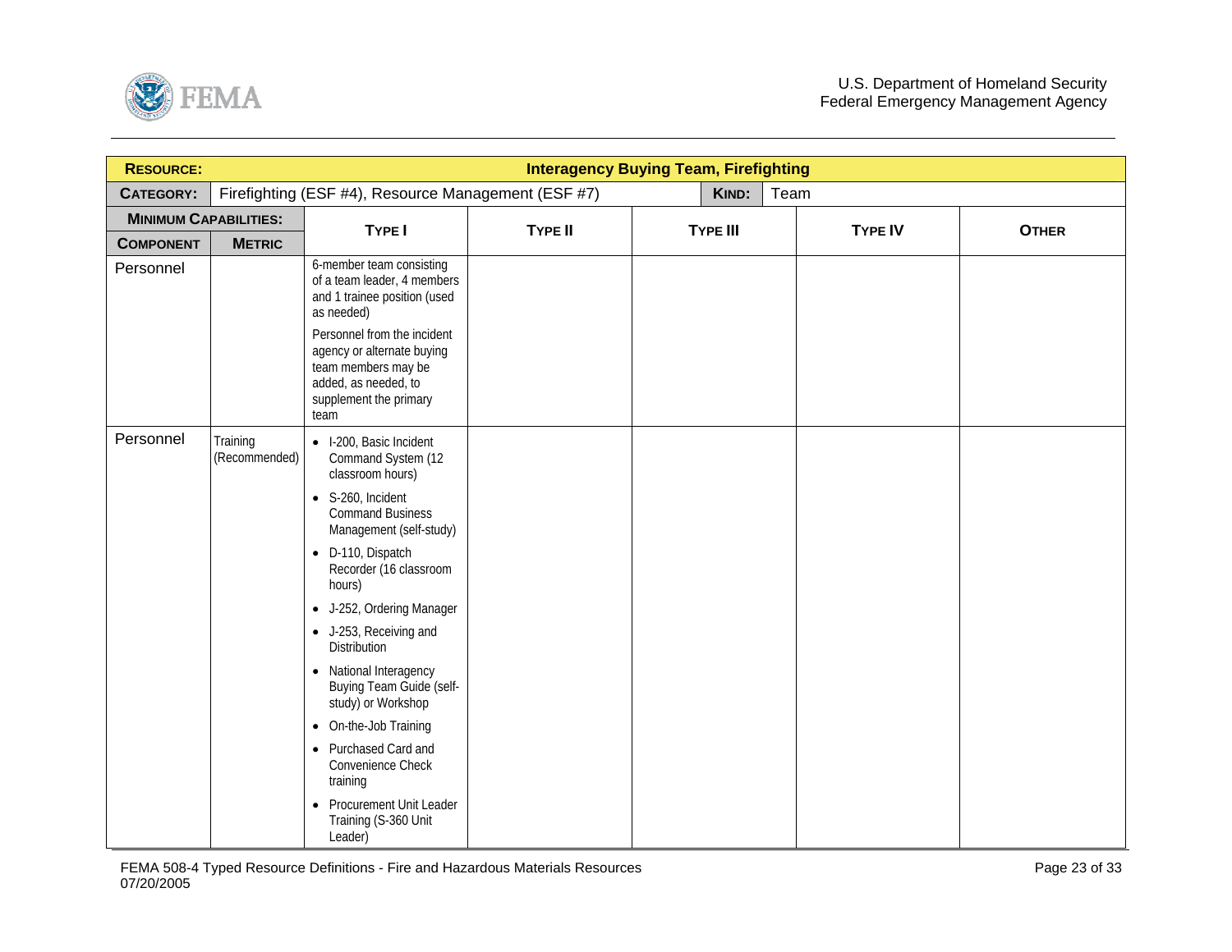| **RESOURCE:** | | **Interagency Buying Team, Firefighting** | | | | |
|---|---|---|---|---|---|---|
| **CATEGORY:** | Firefighting (ESF #4), Resource Management (ESF #7) | | | **KIND:** | Team | |
| **MINIMUM CAPABILITIES:** | | **TYPE I** | **TYPE II** | **TYPE III** | **TYPE IV** | **OTHER** |
| **COMPONENT** | **METRIC** | | | | | |
| Personnel | | 6-member team consisting of a team leader, 4 members and 1 trainee position (used as needed)<br><br>Personnel from the incident agency or alternate buying team members may be added, as needed, to supplement the primary team | | | | |
| Personnel | Training (Recommended) | • I-200, Basic Incident Command System (12 classroom hours)<br>• S-260, Incident Command Business Management (self-study)<br>• D-110, Dispatch Recorder (16 classroom hours)<br>• J-252, Ordering Manager<br>• J-253, Receiving and Distribution<br>• National Interagency Buying Team Guide (self-study) or Workshop<br>• On-the-Job Training<br>• Purchased Card and Convenience Check training<br>• Procurement Unit Leader Training (S-360 Unit Leader) | | | | |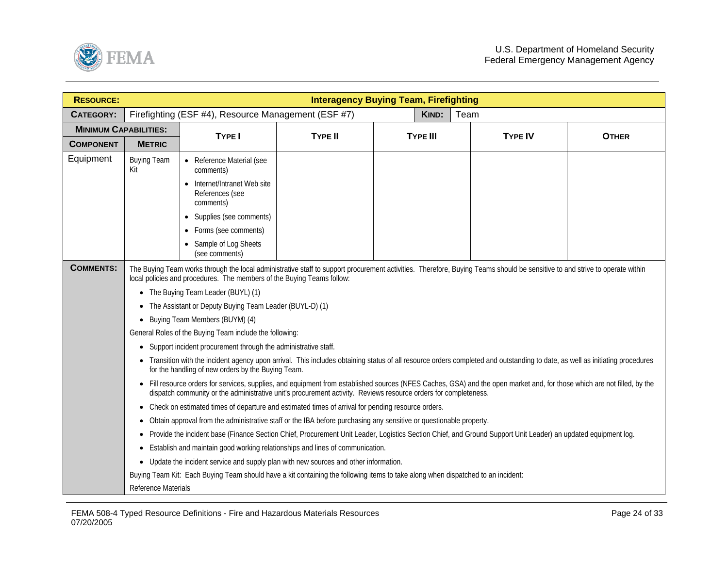| **RESOURCE:** | **Interagency Buying Team, Firefighting** | | | | | |
|---|---|---|---|---|---|---|
| **CATEGORY:** | Firefighting (ESF #4), Resource Management (ESF #7) | | | **KIND:** | Team | |
| **MINIMUM CAPABILITIES:** | | **TYPE I** | **TYPE II** | **TYPE III** | **TYPE IV** | **OTHER** |
| **COMPONENT** | **METRIC** | | | | | |
| Equipment | Buying Team Kit | • Reference Material (see comments)<br>• Internet/Intranet Web site References (see comments)<br>• Supplies (see comments)<br>• Forms (see comments)<br>• Sample of Log Sheets (see comments) | | | | |
| **COMMENTS:** | The Buying Team works through the local administrative staff to support procurement activities. Therefore, Buying Teams should be sensitive to and strive to operate within local policies and procedures. The members of the Buying Teams follow:<br>• The Buying Team Leader (BUYL) (1)<br>• The Assistant or Deputy Buying Team Leader (BUYL-D) (1)<br>• Buying Team Members (BUYM) (4)<br>General Roles of the Buying Team include the following:<br>• Support incident procurement through the administrative staff.<br>• Transition with the incident agency upon arrival. This includes obtaining status of all resource orders completed and outstanding to date, as well as initiating procedures for the handling of new orders by the Buying Team.<br>• Fill resource orders for services, supplies, and equipment from established sources (NFES Caches, GSA) and the open market and, for those which are not filled, by the dispatch community or the administrative unit's procurement activity. Reviews resource orders for completeness.<br>• Check on estimated times of departure and estimated times of arrival for pending resource orders.<br>• Obtain approval from the administrative staff or the IBA before purchasing any sensitive or questionable property.<br>• Provide the incident base (Finance Section Chief, Procurement Unit Leader, Logistics Section Chief, and Ground Support Unit Leader) an updated equipment log.<br>• Establish and maintain good working relationships and lines of communication.<br>• Update the incident service and supply plan with new sources and other information.<br>Buying Team Kit: Each Buying Team should have a kit containing the following items to take along when dispatched to an incident:<br>Reference Materials | | | | | |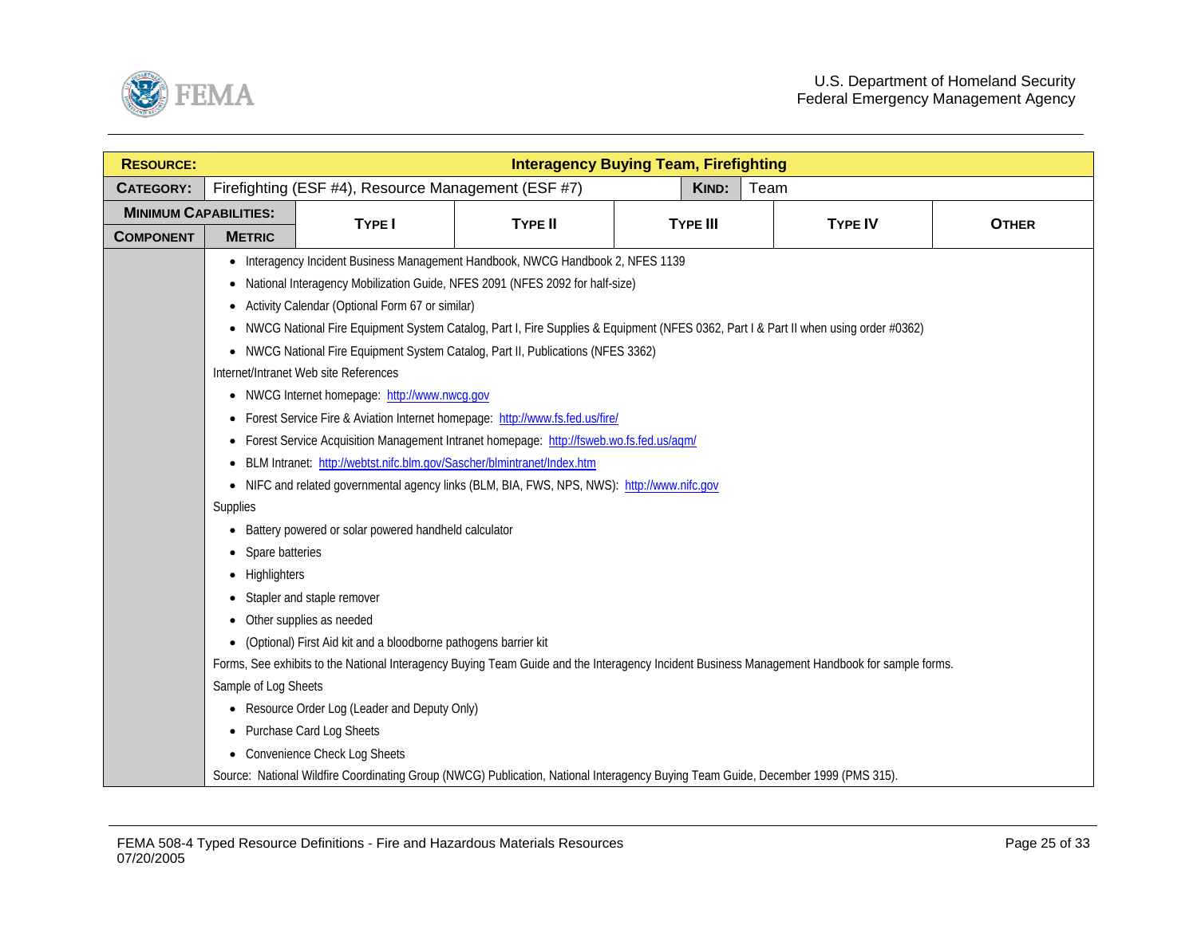| **RESOURCE:** | **Interagency Buying Team, Firefighting** | | | | |
|---|---|---|---|---|---|
| **CATEGORY:** | Firefighting (ESF #4), Resource Management (ESF #7) | | | **KIND:** | Team |
| **MINIMUM CAPABILITIES:** | | | | | |
| **COMPONENT** / **METRIC** | **TYPE I** | **TYPE II** | **TYPE III** | **TYPE IV** | **OTHER** |

- Interagency Incident Business Management Handbook, NWCG Handbook 2, NFES 1139
- National Interagency Mobilization Guide, NFES 2091 (NFES 2092 for half-size)
- Activity Calendar (Optional Form 67 or similar)
- NWCG National Fire Equipment System Catalog, Part I, Fire Supplies & Equipment (NFES 0362, Part I & Part II when using order #0362)
- NWCG National Fire Equipment System Catalog, Part II, Publications (NFES 3362)

Internet/Intranet Web site References

- NWCG Internet homepage: http://www.nwcg.gov
- Forest Service Fire & Aviation Internet homepage: http://www.fs.fed.us/fire/
- Forest Service Acquisition Management Intranet homepage: http://fsweb.wo.fs.fed.us/aqm/
- BLM Intranet: http://webtst.nifc.blm.gov/Sascher/blmintranet/Index.htm
- NIFC and related governmental agency links (BLM, BIA, FWS, NPS, NWS): http://www.nifc.gov

Supplies

- Battery powered or solar powered handheld calculator
- Spare batteries
- Highlighters
- Stapler and staple remover
- Other supplies as needed
- (Optional) First Aid kit and a bloodborne pathogens barrier kit

Forms, See exhibits to the National Interagency Buying Team Guide and the Interagency Incident Business Management Handbook for sample forms.

Sample of Log Sheets

- Resource Order Log (Leader and Deputy Only)
- Purchase Card Log Sheets
- Convenience Check Log Sheets

Source: National Wildfire Coordinating Group (NWCG) Publication, National Interagency Buying Team Guide, December 1999 (PMS 315).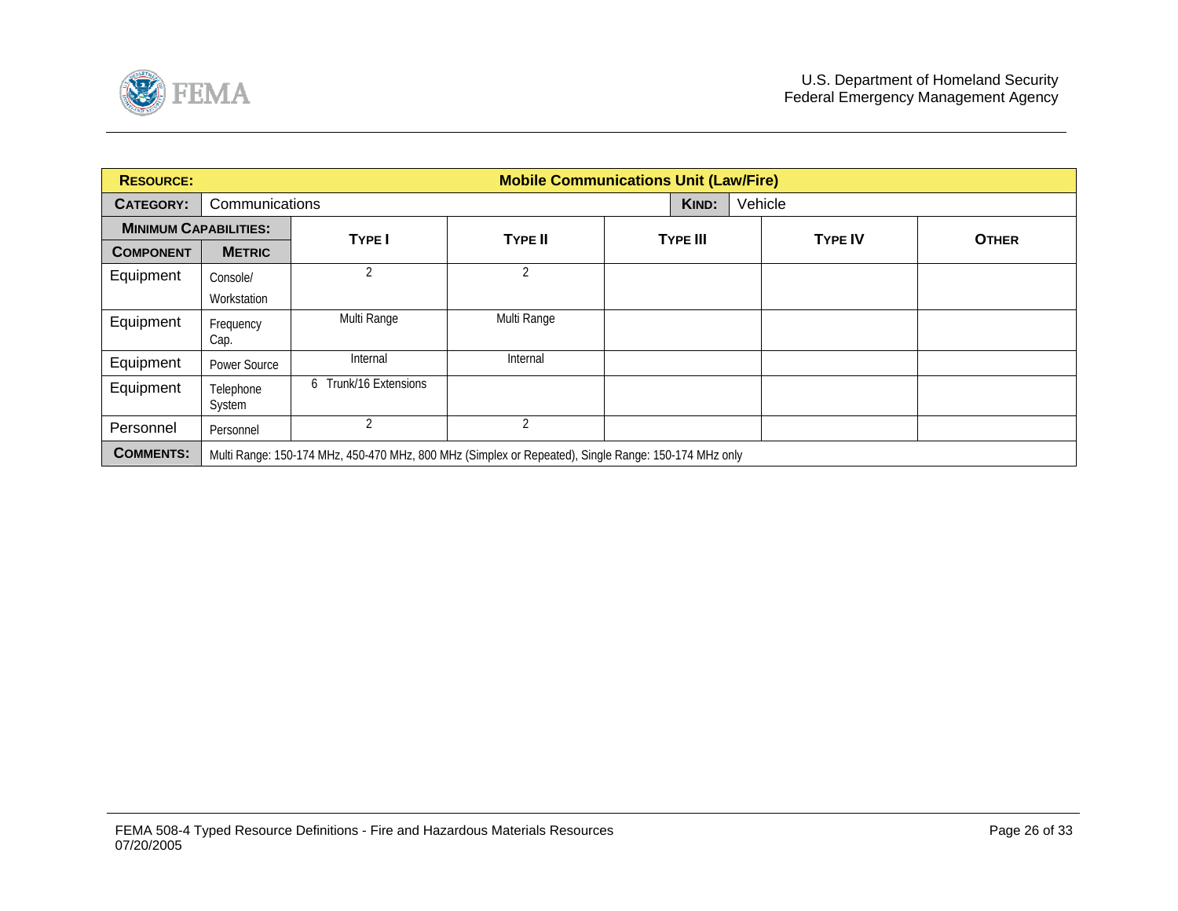| **RESOURCE:** | **Mobile Communications Unit (Law/Fire)** | | | | | |
|---|---|---|---|---|---|---|
| **CATEGORY:** | Communications | | | **KIND:** | Vehicle | |
| **MINIMUM CAPABILITIES:** | | **TYPE I** | **TYPE II** | **TYPE III** | **TYPE IV** | **OTHER** |
| **COMPONENT** | **METRIC** | | | | | |
| Equipment | Console/ Workstation | 2 | 2 | | | |
| Equipment | Frequency Cap. | Multi Range | Multi Range | | | |
| Equipment | Power Source | Internal | Internal | | | |
| Equipment | Telephone System | 6 Trunk/16 Extensions | | | | |
| Personnel | Personnel | 2 | 2 | | | |
| **COMMENTS:** | Multi Range: 150-174 MHz, 450-470 MHz, 800 MHz (Simplex or Repeated), Single Range: 150-174 MHz only | | | | | |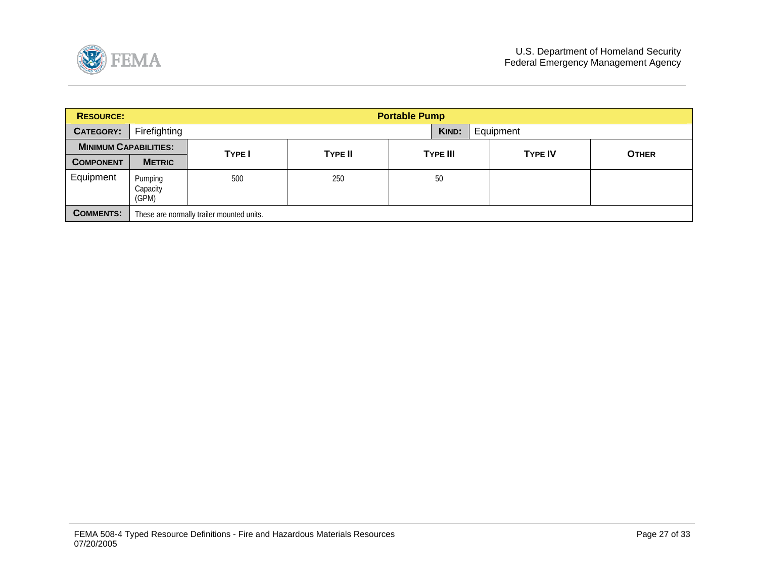| **RESOURCE:** | | **Portable Pump** | | | | |
|---|---|---|---|---|---|---|
| **CATEGORY:** | Firefighting | | | **KIND:** | Equipment | |
| **MINIMUM CAPABILITIES:** | | **TYPE I** | **TYPE II** | **TYPE III** | **TYPE IV** | **OTHER** |
| **COMPONENT** | **METRIC** | | | | | |
| Equipment | Pumping Capacity (GPM) | 500 | 250 | 50 | | |
| **COMMENTS:** | These are normally trailer mounted units. | | | | | |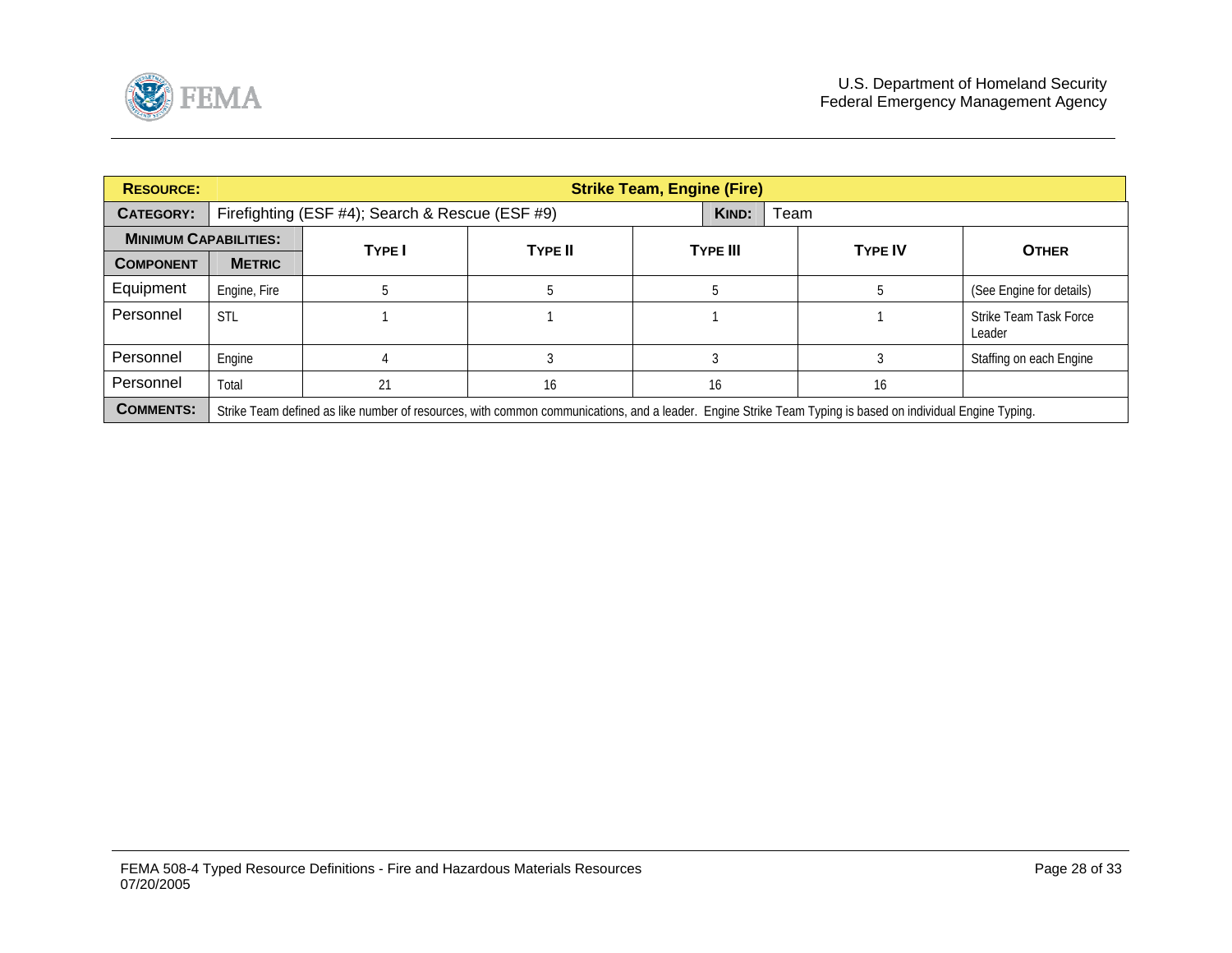| **RESOURCE:** | | **Strike Team, Engine (Fire)** | | | | |
|---|---|---|---|---|---|---|
| **CATEGORY:** | Firefighting (ESF #4); Search & Rescue (ESF #9) | | | **KIND:** Team | | |
| **MINIMUM CAPABILITIES:** | | **TYPE I** | **TYPE II** | **TYPE III** | **TYPE IV** | **OTHER** |
| **COMPONENT** | **METRIC** | | | | | |
| Equipment | Engine, Fire | 5 | 5 | 5 | 5 | (See Engine for details) |
| Personnel | STL | 1 | 1 | 1 | 1 | Strike Team Task Force Leader |
| Personnel | Engine | 4 | 3 | 3 | 3 | Staffing on each Engine |
| Personnel | Total | 21 | 16 | 16 | 16 | |
| **COMMENTS:** | Strike Team defined as like number of resources, with common communications, and a leader. Engine Strike Team Typing is based on individual Engine Typing. | | | | | |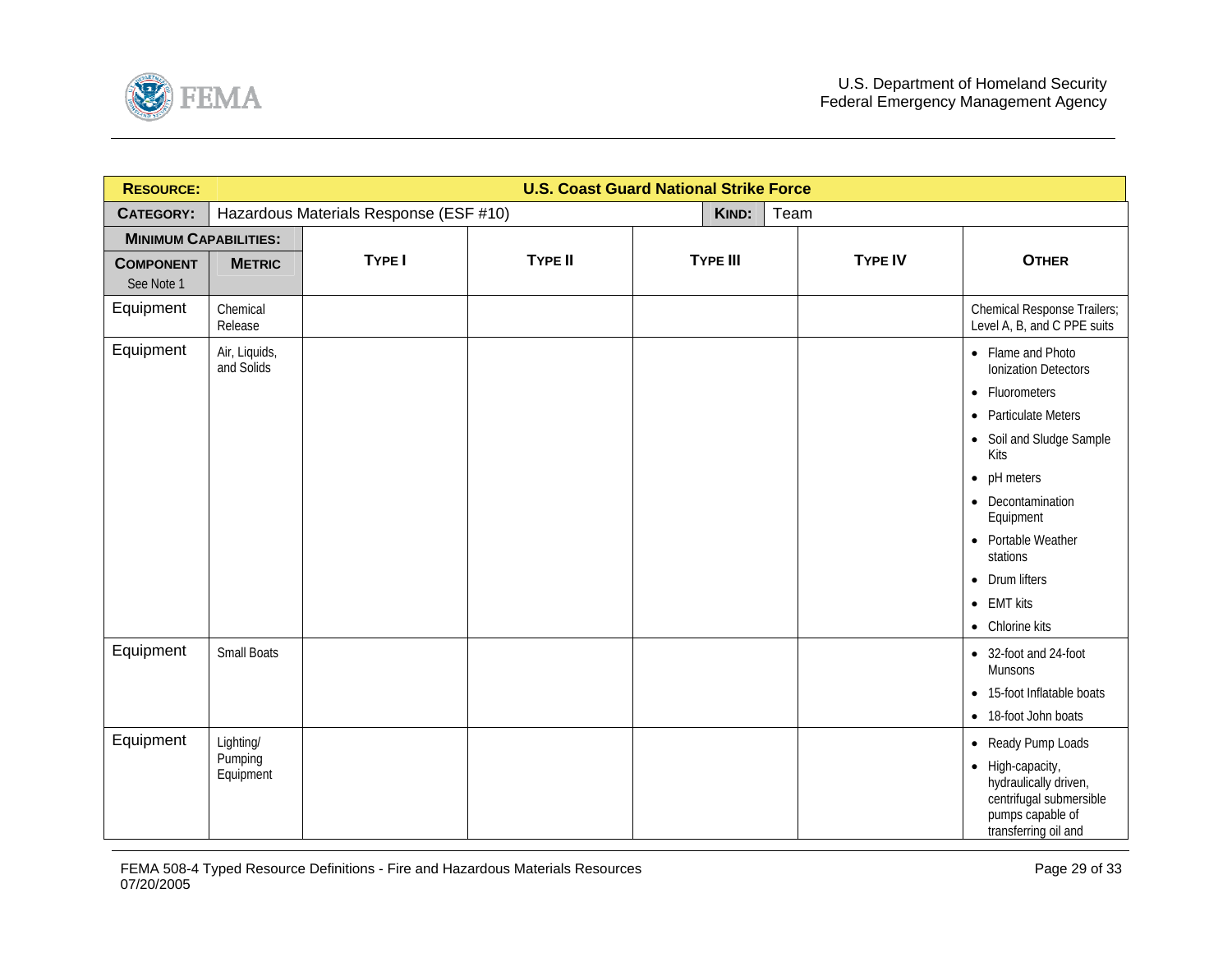| **RESOURCE:** | **U.S. Coast Guard National Strike Force** | | | | | |
|---|---|---|---|---|---|---|
| **CATEGORY:** | Hazardous Materials Response (ESF #10) | | | **KIND:** | Team | |
| **MINIMUM CAPABILITIES:** | | | | | | |
| **COMPONENT** See Note 1 | **METRIC** | **TYPE I** | **TYPE II** | **TYPE III** | **TYPE IV** | **OTHER** |
| Equipment | Chemical Release | | | | | Chemical Response Trailers; Level A, B, and C PPE suits |
| Equipment | Air, Liquids, and Solids | | | | | • Flame and Photo Ionization Detectors<br>• Fluorometers<br>• Particulate Meters<br>• Soil and Sludge Sample Kits<br>• pH meters<br>• Decontamination Equipment<br>• Portable Weather stations<br>• Drum lifters<br>• EMT kits<br>• Chlorine kits |
| Equipment | Small Boats | | | | | • 32-foot and 24-foot Munsons<br>• 15-foot Inflatable boats<br>• 18-foot John boats |
| Equipment | Lighting/ Pumping Equipment | | | | | • Ready Pump Loads<br>• High-capacity, hydraulically driven, centrifugal submersible pumps capable of transferring oil and |

FEMA 508-4 Typed Resource Definitions - Fire and Hazardous Materials Resources
07/20/2005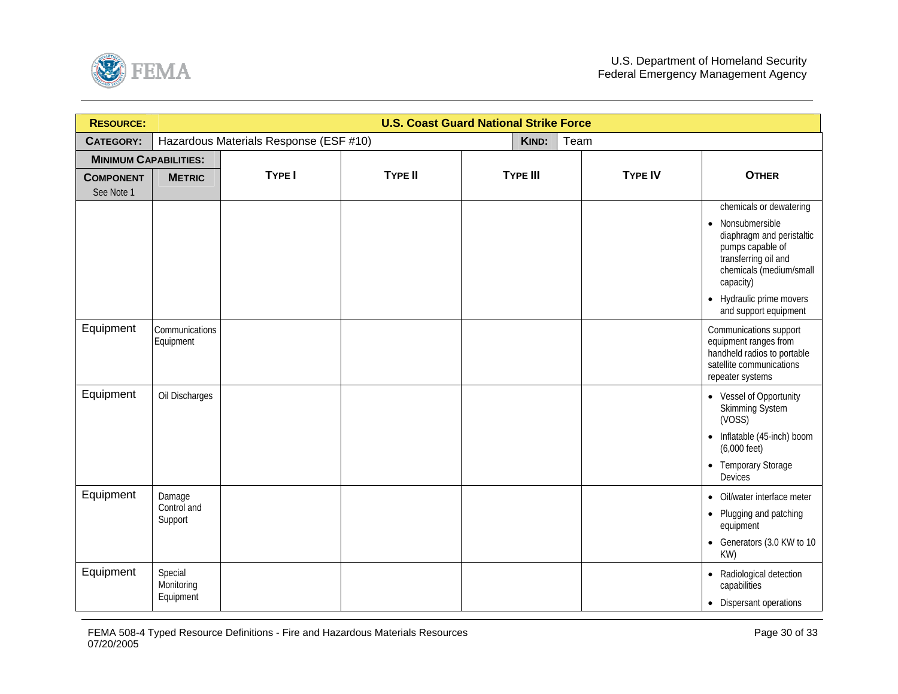| **RESOURCE:** | **U.S. Coast Guard National Strike Force** | | | | | |
|---|---|---|---|---|---|---|
| **CATEGORY:** | Hazardous Materials Response (ESF #10) | | | **KIND:** | Team | |
| **MINIMUM CAPABILITIES:** | | | | | | |
| **COMPONENT** See Note 1 | **METRIC** | **TYPE I** | **TYPE II** | **TYPE III** | **TYPE IV** | **OTHER** |
| | | | | | | chemicals or dewatering<br>• Nonsubmersible diaphragm and peristaltic pumps capable of transferring oil and chemicals (medium/small capacity)<br>• Hydraulic prime movers and support equipment |
| Equipment | Communications Equipment | | | | | Communications support equipment ranges from handheld radios to portable satellite communications repeater systems |
| Equipment | Oil Discharges | | | | | • Vessel of Opportunity Skimming System (VOSS)<br>• Inflatable (45-inch) boom (6,000 feet)<br>• Temporary Storage Devices |
| Equipment | Damage Control and Support | | | | | • Oil/water interface meter<br>• Plugging and patching equipment<br>• Generators (3.0 KW to 10 KW) |
| Equipment | Special Monitoring Equipment | | | | | • Radiological detection capabilities<br>• Dispersant operations |

FEMA 508-4 Typed Resource Definitions - Fire and Hazardous Materials Resources
07/20/2005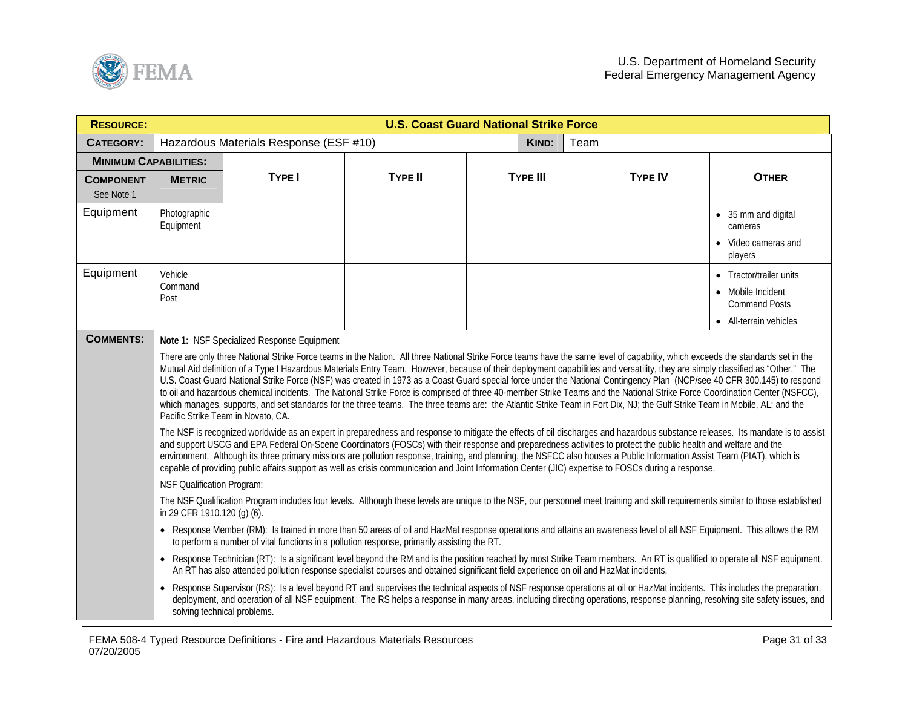| **RESOURCE:** | **U.S. Coast Guard National Strike Force** | | | | | |
|---|---|---|---|---|---|---|
| **CATEGORY:** | Hazardous Materials Response (ESF #10) | | | **KIND:** | Team | |
| **MINIMUM CAPABILITIES:** | | | | | | |
| **COMPONENT** See Note 1 | **METRIC** | **TYPE I** | **TYPE II** | **TYPE III** | **TYPE IV** | **OTHER** |
| Equipment | Photographic Equipment | | | | | • 35 mm and digital cameras<br>• Video cameras and players |
| Equipment | Vehicle Command Post | | | | | • Tractor/trailer units<br>• Mobile Incident Command Posts<br>• All-terrain vehicles |

**COMMENTS:**

**Note 1:** NSF Specialized Response Equipment

There are only three National Strike Force teams in the Nation. All three National Strike Force teams have the same level of capability, which exceeds the standards set in the Mutual Aid definition of a Type I Hazardous Materials Entry Team. However, because of their deployment capabilities and versatility, they are simply classified as "Other." The U.S. Coast Guard National Strike Force (NSF) was created in 1973 as a Coast Guard special force under the National Contingency Plan (NCP/see 40 CFR 300.145) to respond to oil and hazardous chemical incidents. The National Strike Force is comprised of three 40-member Strike Teams and the National Strike Force Coordination Center (NSFCC), which manages, supports, and set standards for the three teams. The three teams are: the Atlantic Strike Team in Fort Dix, NJ; the Gulf Strike Team in Mobile, AL; and the Pacific Strike Team in Novato, CA.

The NSF is recognized worldwide as an expert in preparedness and response to mitigate the effects of oil discharges and hazardous substance releases. Its mandate is to assist and support USCG and EPA Federal On-Scene Coordinators (FOSCs) with their response and preparedness activities to protect the public health and welfare and the environment. Although its three primary missions are pollution response, training, and planning, the NSFCC also houses a Public Information Assist Team (PIAT), which is capable of providing public affairs support as well as crisis communication and Joint Information Center (JIC) expertise to FOSCs during a response.

NSF Qualification Program:

The NSF Qualification Program includes four levels. Although these levels are unique to the NSF, our personnel meet training and skill requirements similar to those established in 29 CFR 1910.120 (g) (6).

- Response Member (RM): Is trained in more than 50 areas of oil and HazMat response operations and attains an awareness level of all NSF Equipment. This allows the RM to perform a number of vital functions in a pollution response, primarily assisting the RT.
- Response Technician (RT): Is a significant level beyond the RM and is the position reached by most Strike Team members. An RT is qualified to operate all NSF equipment. An RT has also attended pollution response specialist courses and obtained significant field experience on oil and HazMat incidents.
- Response Supervisor (RS): Is a level beyond RT and supervises the technical aspects of NSF response operations at oil or HazMat incidents. This includes the preparation, deployment, and operation of all NSF equipment. The RS helps a response in many areas, including directing operations, response planning, resolving site safety issues, and solving technical problems.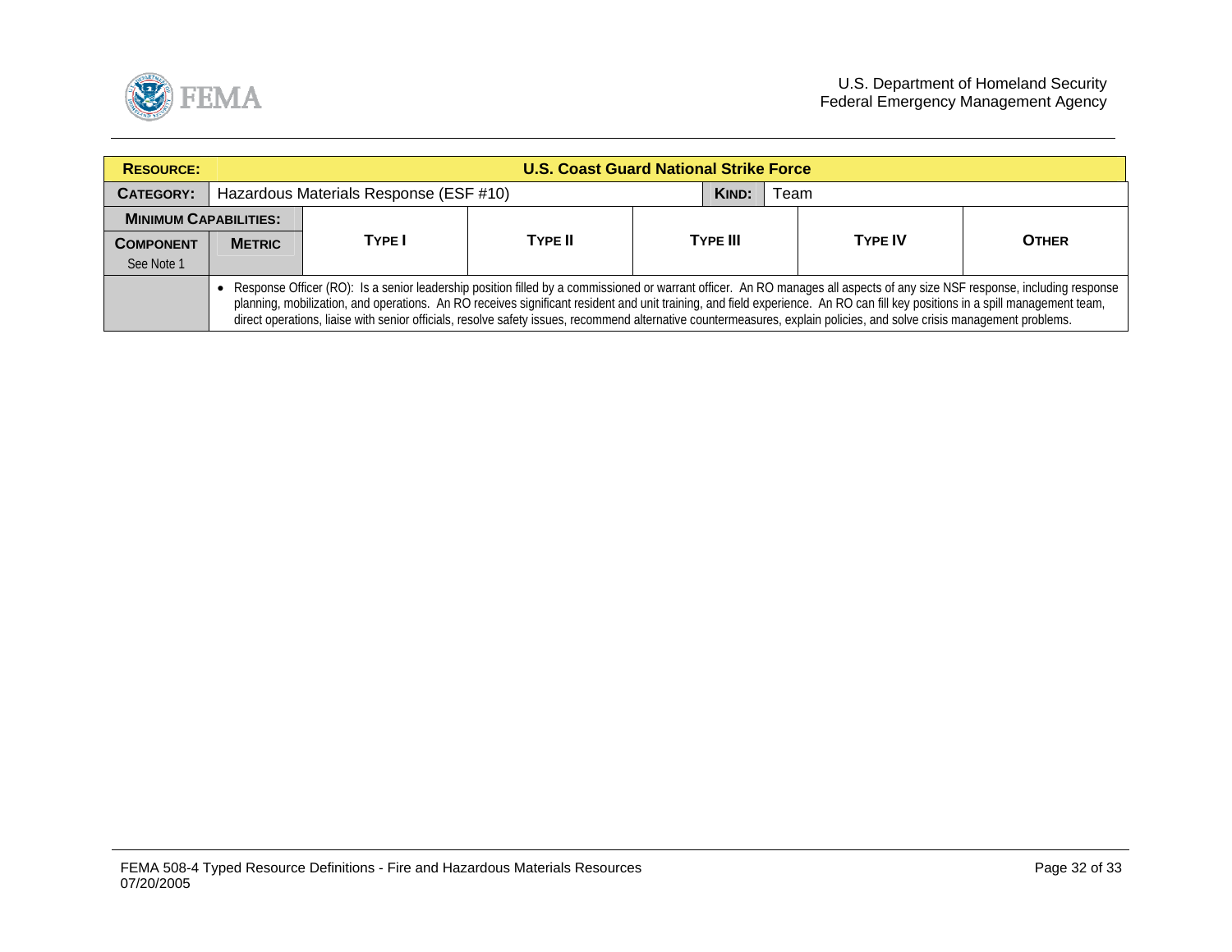| **RESOURCE:** | **U.S. Coast Guard National Strike Force** | | | | | |
|---|---|---|---|---|---|---|
| **CATEGORY:** | Hazardous Materials Response (ESF #10) | | | **KIND:** | Team | |
| **MINIMUM CAPABILITIES:** | | | | | | |
| **COMPONENT** See Note 1 | **METRIC** | **TYPE I** | **TYPE II** | **TYPE III** | **TYPE IV** | **OTHER** |
| | • Response Officer (RO): Is a senior leadership position filled by a commissioned or warrant officer. An RO manages all aspects of any size NSF response, including response planning, mobilization, and operations. An RO receives significant resident and unit training, and field experience. An RO can fill key positions in a spill management team, direct operations, liaise with senior officials, resolve safety issues, recommend alternative countermeasures, explain policies, and solve crisis management problems. | | | | | |

FEMA 508-4 Typed Resource Definitions - Fire and Hazardous Materials Resources
07/20/2005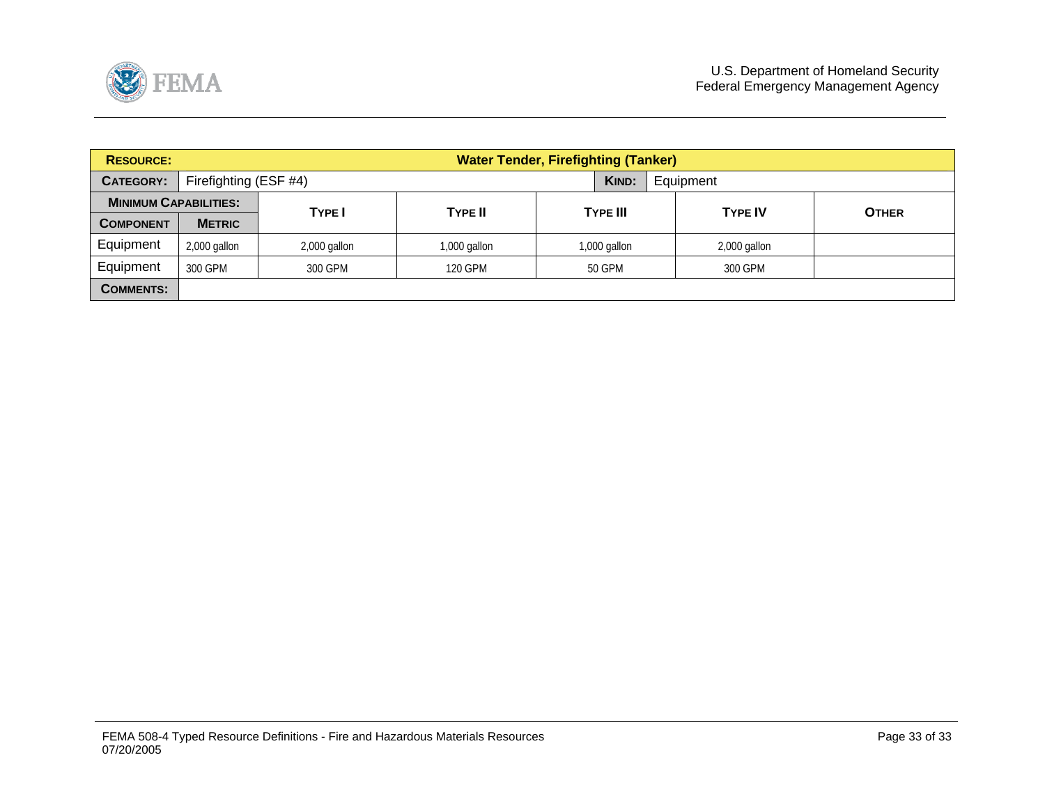| **RESOURCE:** | | **Water Tender, Firefighting (Tanker)** | | | | |
|---|---|---|---|---|---|---|
| **CATEGORY:** | Firefighting (ESF #4) | | | **KIND:** Equipment | | |
| **MINIMUM CAPABILITIES:** | | **TYPE I** | **TYPE II** | **TYPE III** | **TYPE IV** | **OTHER** |
| **COMPONENT** | **METRIC** | | | | | |
| Equipment | 2,000 gallon | 2,000 gallon | 1,000 gallon | 1,000 gallon | 2,000 gallon | |
| Equipment | 300 GPM | 300 GPM | 120 GPM | 50 GPM | 300 GPM | |
| **COMMENTS:** | | | | | | |